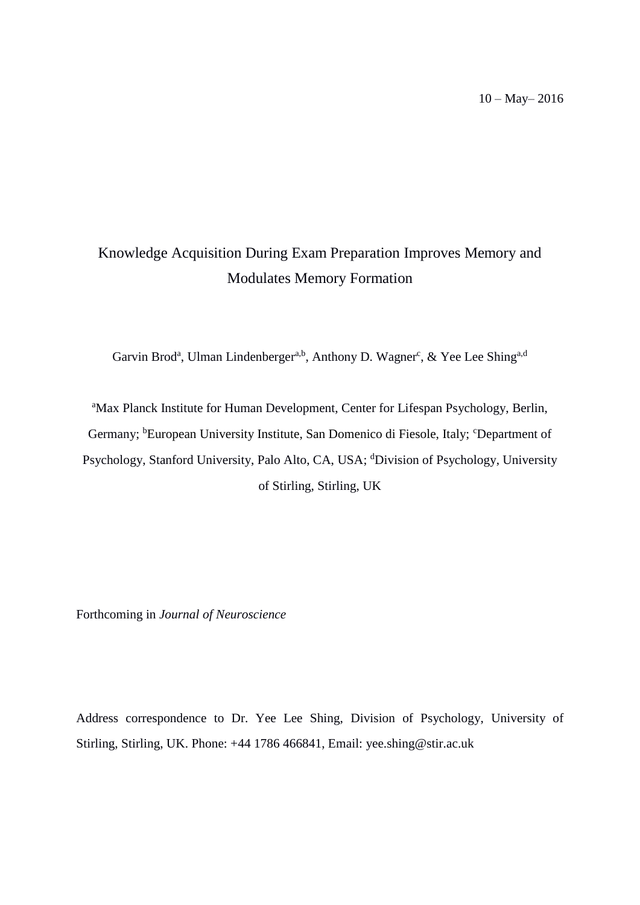10 – May– 2016

# Knowledge Acquisition During Exam Preparation Improves Memory and Modulates Memory Formation

Garvin Brod[a], Ulman Lindenberger[a,b], Anthony D. Wagner[c], & Yee Lee Shing[a,d]

[a]Max Planck Institute for Human Development, Center for Lifespan Psychology, Berlin, Germany; [b]European University Institute, San Domenico di Fiesole, Italy; [c]Department of Psychology, Stanford University, Palo Alto, CA, USA; [d]Division of Psychology, University of Stirling, Stirling, UK

Forthcoming in *Journal of Neuroscience*

Address correspondence to Dr. Yee Lee Shing, Division of Psychology, University of Stirling, Stirling, UK. Phone: +44 1786 466841, Email: yee.shing@stir.ac.uk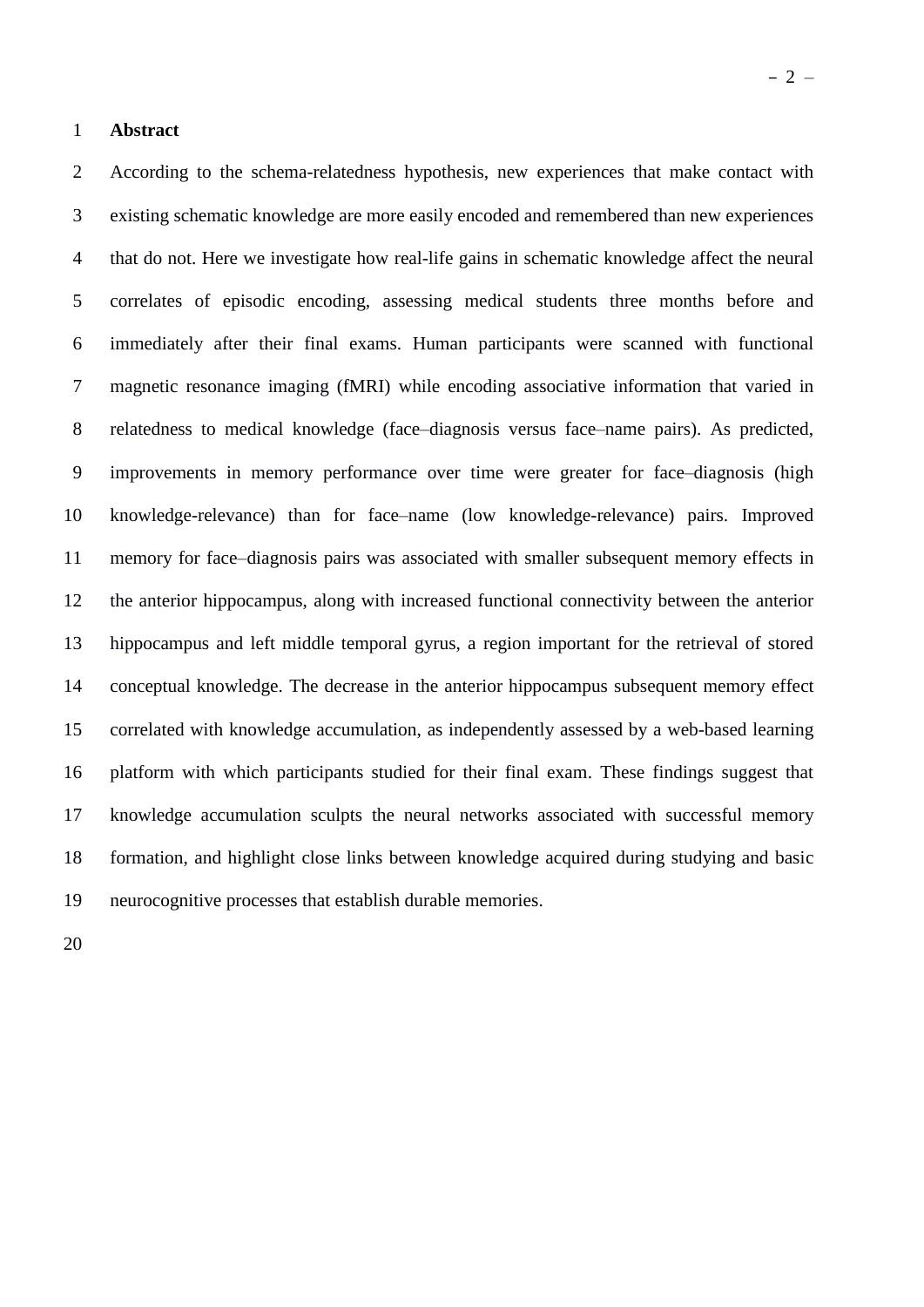# Abstract

According to the schema-relatedness hypothesis, new experiences that make contact with existing schematic knowledge are more easily encoded and remembered than new experiences that do not. Here we investigate how real-life gains in schematic knowledge affect the neural correlates of episodic encoding, assessing medical students three months before and immediately after their final exams. Human participants were scanned with functional magnetic resonance imaging (fMRI) while encoding associative information that varied in relatedness to medical knowledge (face–diagnosis versus face–name pairs). As predicted, improvements in memory performance over time were greater for face–diagnosis (high knowledge-relevance) than for face–name (low knowledge-relevance) pairs. Improved memory for face–diagnosis pairs was associated with smaller subsequent memory effects in the anterior hippocampus, along with increased functional connectivity between the anterior hippocampus and left middle temporal gyrus, a region important for the retrieval of stored conceptual knowledge. The decrease in the anterior hippocampus subsequent memory effect correlated with knowledge accumulation, as independently assessed by a web-based learning platform with which participants studied for their final exam. These findings suggest that knowledge accumulation sculpts the neural networks associated with successful memory formation, and highlight close links between knowledge acquired during studying and basic neurocognitive processes that establish durable memories.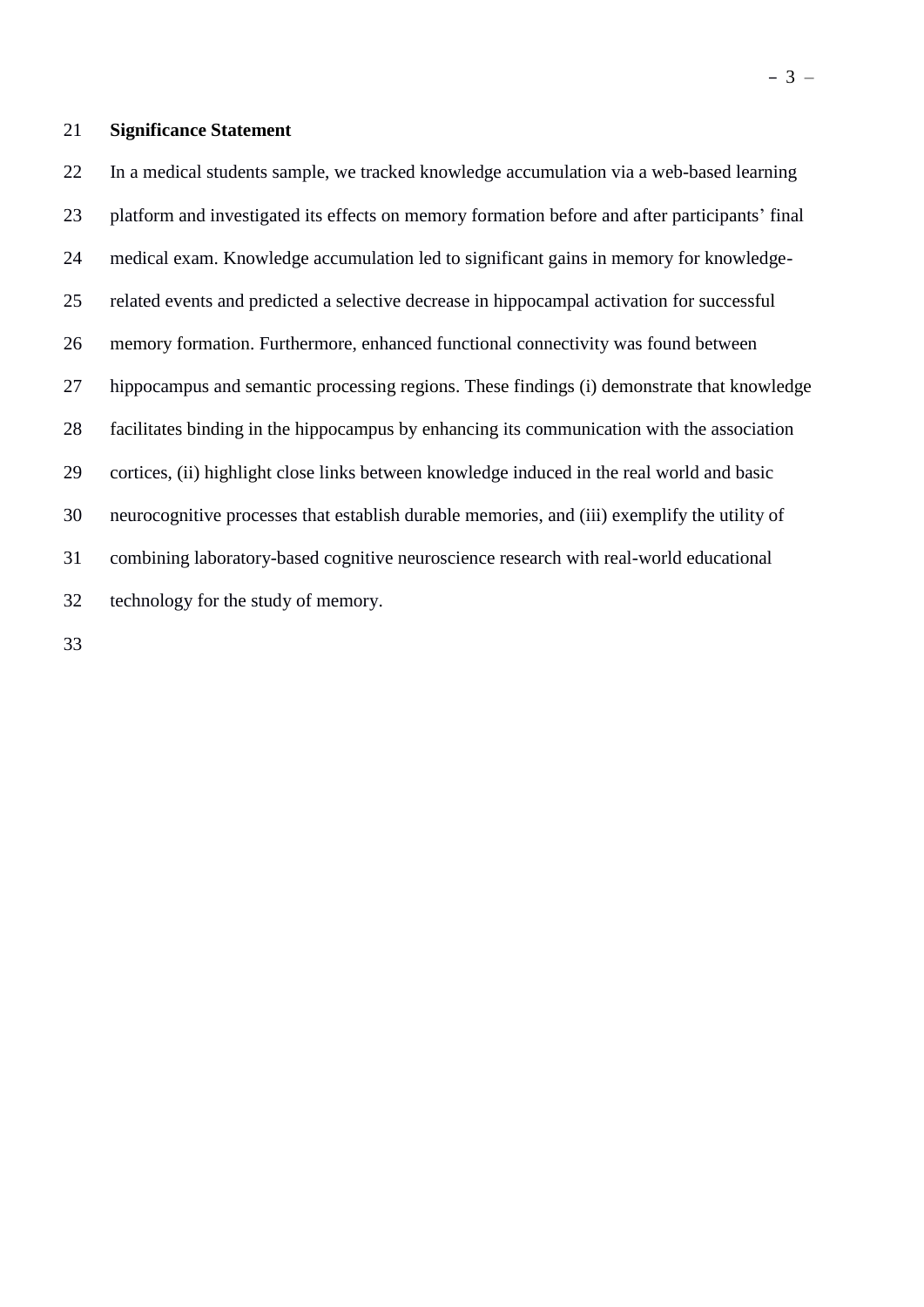**Significance Statement**

In a medical students sample, we tracked knowledge accumulation via a web-based learning platform and investigated its effects on memory formation before and after participants' final medical exam. Knowledge accumulation led to significant gains in memory for knowledge-related events and predicted a selective decrease in hippocampal activation for successful memory formation. Furthermore, enhanced functional connectivity was found between hippocampus and semantic processing regions. These findings (i) demonstrate that knowledge facilitates binding in the hippocampus by enhancing its communication with the association cortices, (ii) highlight close links between knowledge induced in the real world and basic neurocognitive processes that establish durable memories, and (iii) exemplify the utility of combining laboratory-based cognitive neuroscience research with real-world educational technology for the study of memory.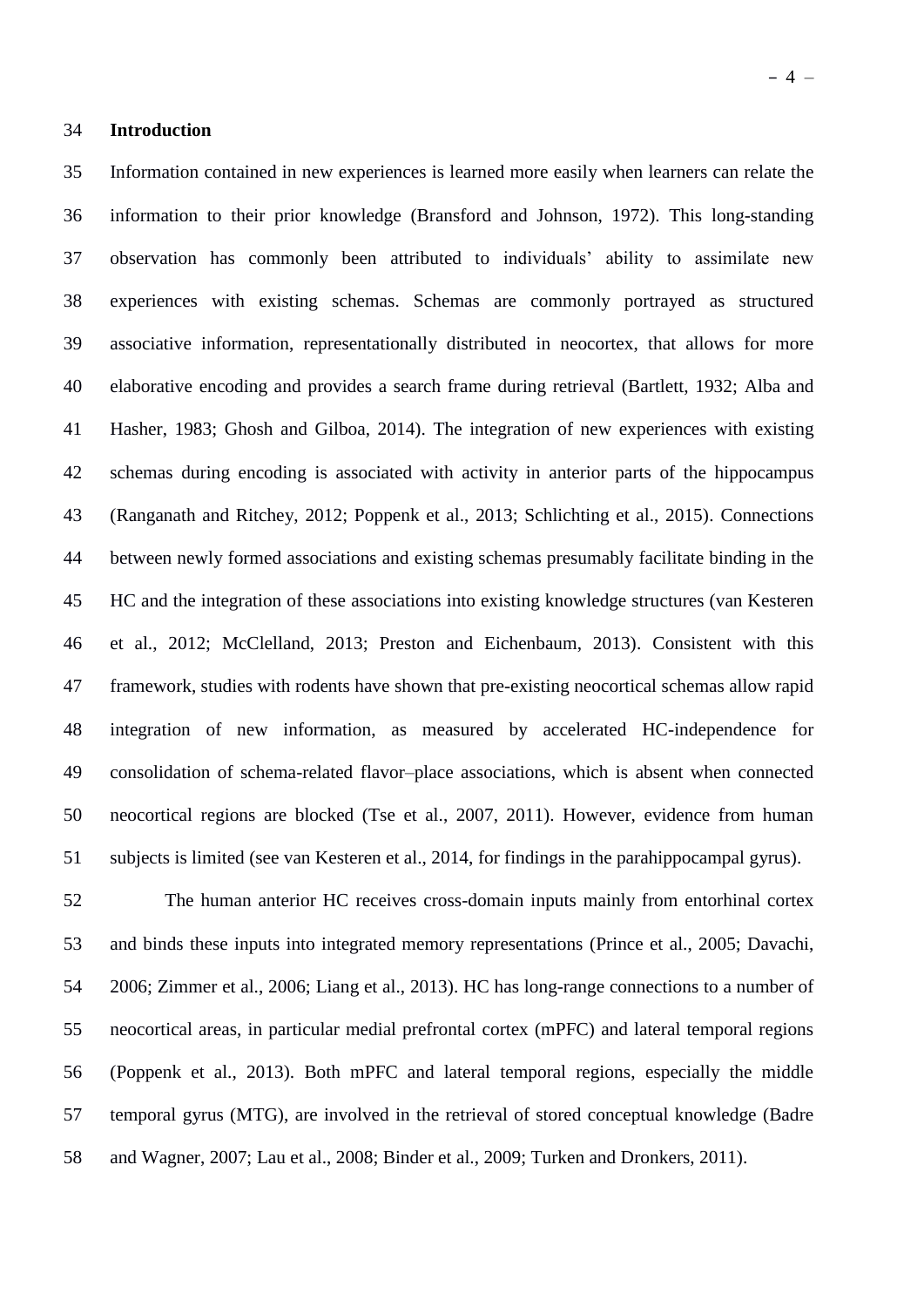## Introduction

Information contained in new experiences is learned more easily when learners can relate the information to their prior knowledge (Bransford and Johnson, 1972). This long-standing observation has commonly been attributed to individuals' ability to assimilate new experiences with existing schemas. Schemas are commonly portrayed as structured associative information, representationally distributed in neocortex, that allows for more elaborative encoding and provides a search frame during retrieval (Bartlett, 1932; Alba and Hasher, 1983; Ghosh and Gilboa, 2014). The integration of new experiences with existing schemas during encoding is associated with activity in anterior parts of the hippocampus (Ranganath and Ritchey, 2012; Poppenk et al., 2013; Schlichting et al., 2015). Connections between newly formed associations and existing schemas presumably facilitate binding in the HC and the integration of these associations into existing knowledge structures (van Kesteren et al., 2012; McClelland, 2013; Preston and Eichenbaum, 2013). Consistent with this framework, studies with rodents have shown that pre-existing neocortical schemas allow rapid integration of new information, as measured by accelerated HC-independence for consolidation of schema-related flavor–place associations, which is absent when connected neocortical regions are blocked (Tse et al., 2007, 2011). However, evidence from human subjects is limited (see van Kesteren et al., 2014, for findings in the parahippocampal gyrus).

The human anterior HC receives cross-domain inputs mainly from entorhinal cortex and binds these inputs into integrated memory representations (Prince et al., 2005; Davachi, 2006; Zimmer et al., 2006; Liang et al., 2013). HC has long-range connections to a number of neocortical areas, in particular medial prefrontal cortex (mPFC) and lateral temporal regions (Poppenk et al., 2013). Both mPFC and lateral temporal regions, especially the middle temporal gyrus (MTG), are involved in the retrieval of stored conceptual knowledge (Badre and Wagner, 2007; Lau et al., 2008; Binder et al., 2009; Turken and Dronkers, 2011).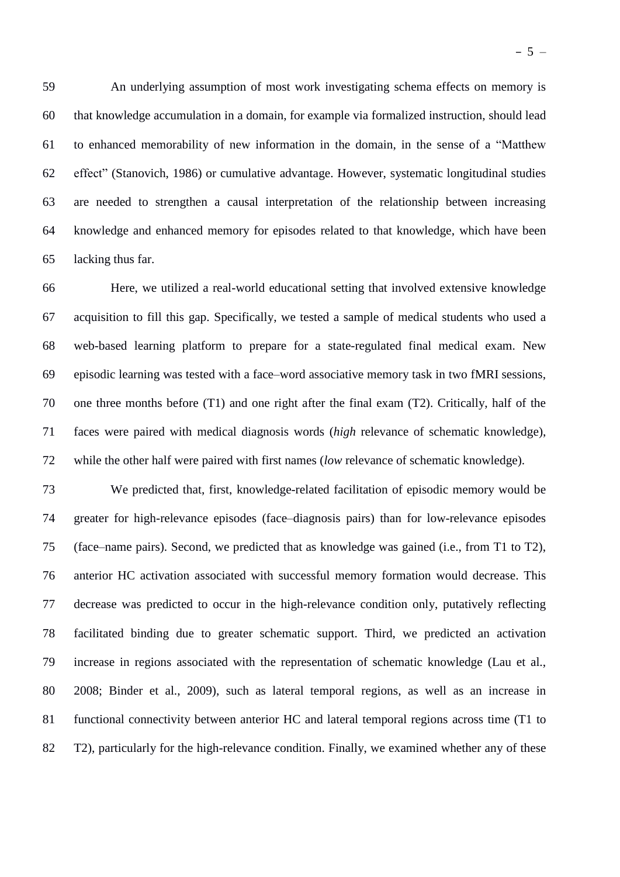An underlying assumption of most work investigating schema effects on memory is that knowledge accumulation in a domain, for example via formalized instruction, should lead to enhanced memorability of new information in the domain, in the sense of a "Matthew effect" (Stanovich, 1986) or cumulative advantage. However, systematic longitudinal studies are needed to strengthen a causal interpretation of the relationship between increasing knowledge and enhanced memory for episodes related to that knowledge, which have been lacking thus far.

Here, we utilized a real-world educational setting that involved extensive knowledge acquisition to fill this gap. Specifically, we tested a sample of medical students who used a web-based learning platform to prepare for a state-regulated final medical exam. New episodic learning was tested with a face–word associative memory task in two fMRI sessions, one three months before (T1) and one right after the final exam (T2). Critically, half of the faces were paired with medical diagnosis words (*high* relevance of schematic knowledge), while the other half were paired with first names (*low* relevance of schematic knowledge).

We predicted that, first, knowledge-related facilitation of episodic memory would be greater for high-relevance episodes (face–diagnosis pairs) than for low-relevance episodes (face–name pairs). Second, we predicted that as knowledge was gained (i.e., from T1 to T2), anterior HC activation associated with successful memory formation would decrease. This decrease was predicted to occur in the high-relevance condition only, putatively reflecting facilitated binding due to greater schematic support. Third, we predicted an activation increase in regions associated with the representation of schematic knowledge (Lau et al., 2008; Binder et al., 2009), such as lateral temporal regions, as well as an increase in functional connectivity between anterior HC and lateral temporal regions across time (T1 to T2), particularly for the high-relevance condition. Finally, we examined whether any of these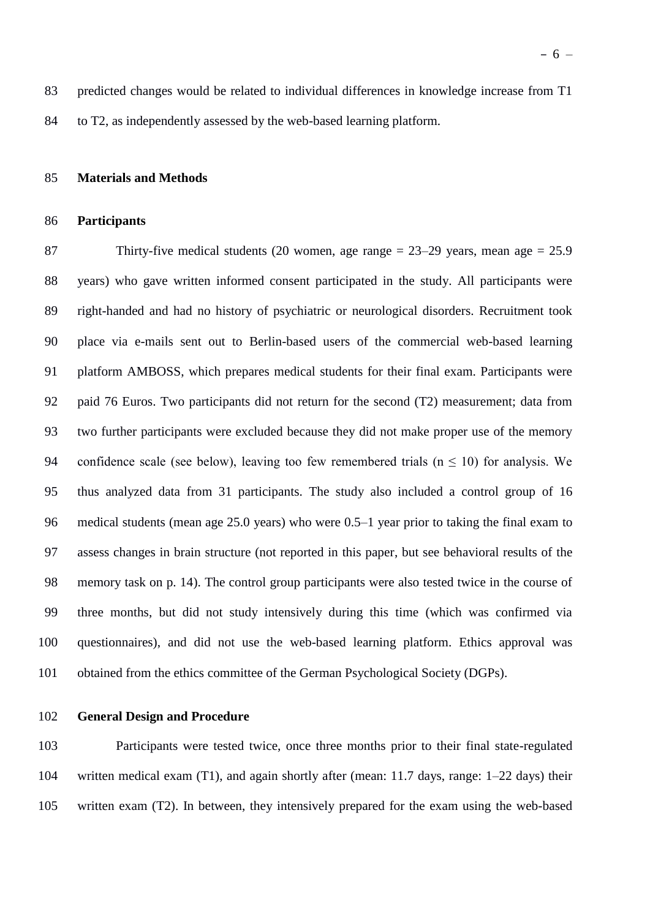predicted changes would be related to individual differences in knowledge increase from T1 to T2, as independently assessed by the web-based learning platform.

## Materials and Methods

### Participants

Thirty-five medical students (20 women, age range = 23–29 years, mean age = 25.9 years) who gave written informed consent participated in the study. All participants were right-handed and had no history of psychiatric or neurological disorders. Recruitment took place via e-mails sent out to Berlin-based users of the commercial web-based learning platform AMBOSS, which prepares medical students for their final exam. Participants were paid 76 Euros. Two participants did not return for the second (T2) measurement; data from two further participants were excluded because they did not make proper use of the memory confidence scale (see below), leaving too few remembered trials ($n \leq 10$) for analysis. We thus analyzed data from 31 participants. The study also included a control group of 16 medical students (mean age 25.0 years) who were 0.5–1 year prior to taking the final exam to assess changes in brain structure (not reported in this paper, but see behavioral results of the memory task on p. 14). The control group participants were also tested twice in the course of three months, but did not study intensively during this time (which was confirmed via questionnaires), and did not use the web-based learning platform. Ethics approval was obtained from the ethics committee of the German Psychological Society (DGPs).

### General Design and Procedure

Participants were tested twice, once three months prior to their final state-regulated written medical exam (T1), and again shortly after (mean: 11.7 days, range: 1–22 days) their written exam (T2). In between, they intensively prepared for the exam using the web-based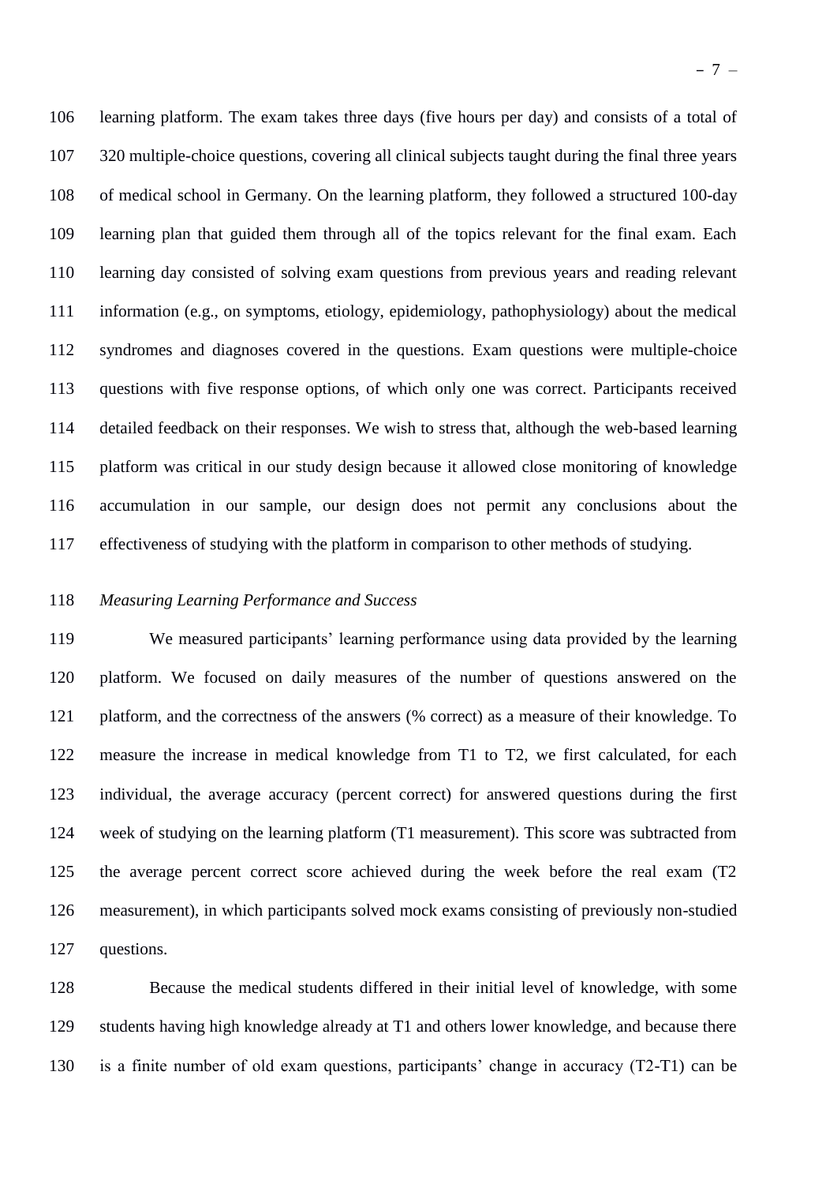learning platform. The exam takes three days (five hours per day) and consists of a total of 320 multiple-choice questions, covering all clinical subjects taught during the final three years of medical school in Germany. On the learning platform, they followed a structured 100-day learning plan that guided them through all of the topics relevant for the final exam. Each learning day consisted of solving exam questions from previous years and reading relevant information (e.g., on symptoms, etiology, epidemiology, pathophysiology) about the medical syndromes and diagnoses covered in the questions. Exam questions were multiple-choice questions with five response options, of which only one was correct. Participants received detailed feedback on their responses. We wish to stress that, although the web-based learning platform was critical in our study design because it allowed close monitoring of knowledge accumulation in our sample, our design does not permit any conclusions about the effectiveness of studying with the platform in comparison to other methods of studying.

*Measuring Learning Performance and Success*

We measured participants' learning performance using data provided by the learning platform. We focused on daily measures of the number of questions answered on the platform, and the correctness of the answers (% correct) as a measure of their knowledge. To measure the increase in medical knowledge from T1 to T2, we first calculated, for each individual, the average accuracy (percent correct) for answered questions during the first week of studying on the learning platform (T1 measurement). This score was subtracted from the average percent correct score achieved during the week before the real exam (T2 measurement), in which participants solved mock exams consisting of previously non-studied questions.

Because the medical students differed in their initial level of knowledge, with some students having high knowledge already at T1 and others lower knowledge, and because there is a finite number of old exam questions, participants' change in accuracy (T2-T1) can be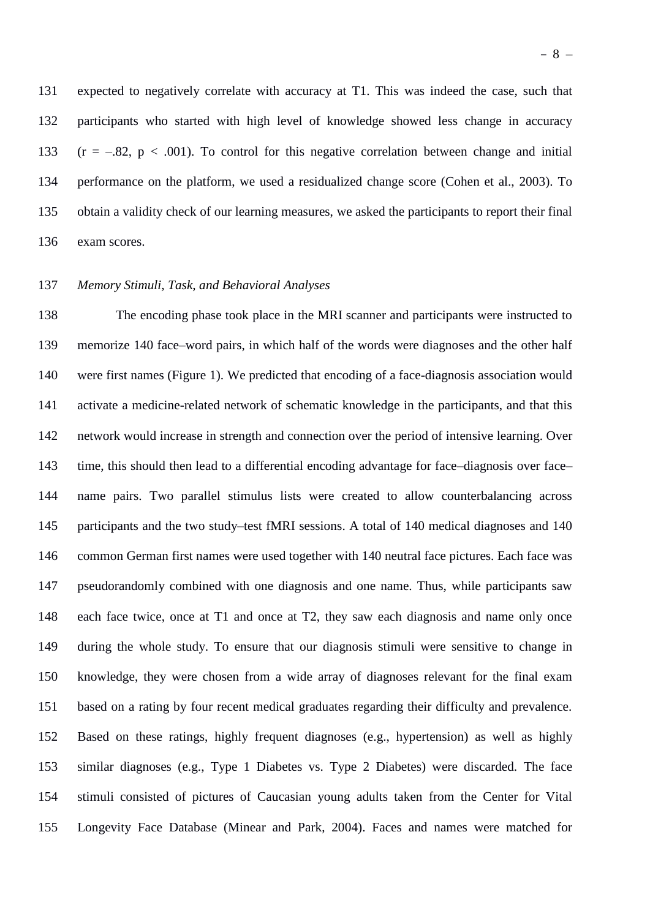expected to negatively correlate with accuracy at T1. This was indeed the case, such that participants who started with high level of knowledge showed less change in accuracy ($r = -.82$, $p < .001$). To control for this negative correlation between change and initial performance on the platform, we used a residualized change score (Cohen et al., 2003). To obtain a validity check of our learning measures, we asked the participants to report their final exam scores.

*Memory Stimuli, Task, and Behavioral Analyses*

The encoding phase took place in the MRI scanner and participants were instructed to memorize 140 face–word pairs, in which half of the words were diagnoses and the other half were first names (Figure 1). We predicted that encoding of a face-diagnosis association would activate a medicine-related network of schematic knowledge in the participants, and that this network would increase in strength and connection over the period of intensive learning. Over time, this should then lead to a differential encoding advantage for face–diagnosis over face–name pairs. Two parallel stimulus lists were created to allow counterbalancing across participants and the two study–test fMRI sessions. A total of 140 medical diagnoses and 140 common German first names were used together with 140 neutral face pictures. Each face was pseudorandomly combined with one diagnosis and one name. Thus, while participants saw each face twice, once at T1 and once at T2, they saw each diagnosis and name only once during the whole study. To ensure that our diagnosis stimuli were sensitive to change in knowledge, they were chosen from a wide array of diagnoses relevant for the final exam based on a rating by four recent medical graduates regarding their difficulty and prevalence. Based on these ratings, highly frequent diagnoses (e.g., hypertension) as well as highly similar diagnoses (e.g., Type 1 Diabetes vs. Type 2 Diabetes) were discarded. The face stimuli consisted of pictures of Caucasian young adults taken from the Center for Vital Longevity Face Database (Minear and Park, 2004). Faces and names were matched for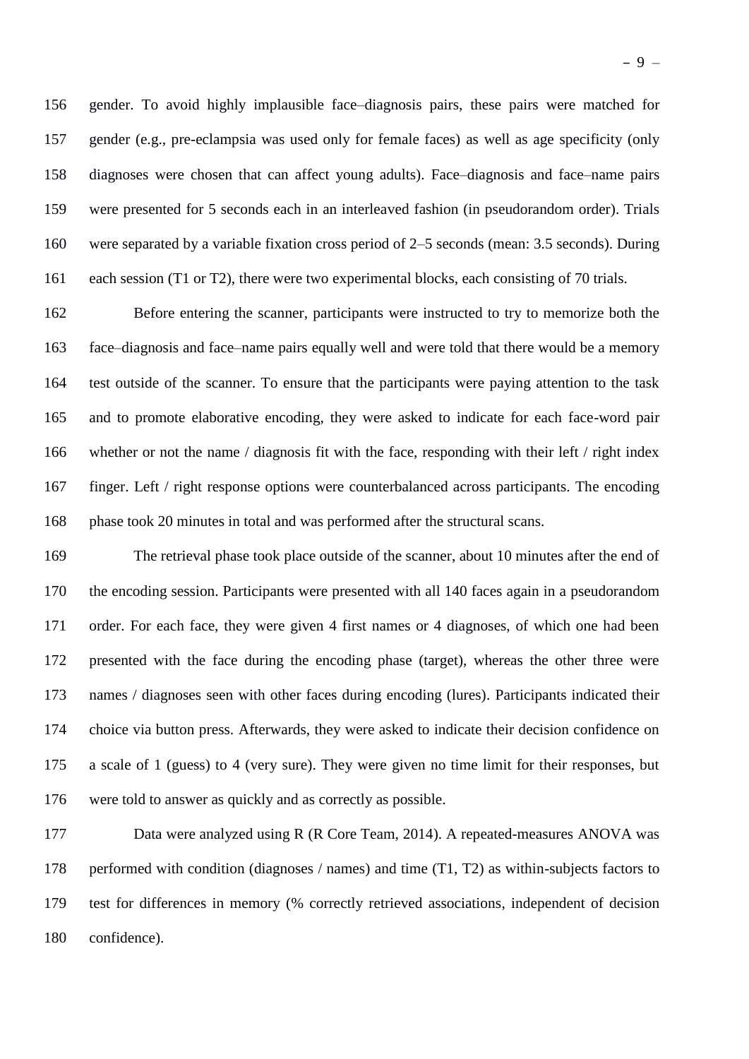gender. To avoid highly implausible face–diagnosis pairs, these pairs were matched for gender (e.g., pre-eclampsia was used only for female faces) as well as age specificity (only diagnoses were chosen that can affect young adults). Face–diagnosis and face–name pairs were presented for 5 seconds each in an interleaved fashion (in pseudorandom order). Trials were separated by a variable fixation cross period of 2–5 seconds (mean: 3.5 seconds). During each session (T1 or T2), there were two experimental blocks, each consisting of 70 trials.

Before entering the scanner, participants were instructed to try to memorize both the face–diagnosis and face–name pairs equally well and were told that there would be a memory test outside of the scanner. To ensure that the participants were paying attention to the task and to promote elaborative encoding, they were asked to indicate for each face-word pair whether or not the name / diagnosis fit with the face, responding with their left / right index finger. Left / right response options were counterbalanced across participants. The encoding phase took 20 minutes in total and was performed after the structural scans.

The retrieval phase took place outside of the scanner, about 10 minutes after the end of the encoding session. Participants were presented with all 140 faces again in a pseudorandom order. For each face, they were given 4 first names or 4 diagnoses, of which one had been presented with the face during the encoding phase (target), whereas the other three were names / diagnoses seen with other faces during encoding (lures). Participants indicated their choice via button press. Afterwards, they were asked to indicate their decision confidence on a scale of 1 (guess) to 4 (very sure). They were given no time limit for their responses, but were told to answer as quickly and as correctly as possible.

Data were analyzed using R (R Core Team, 2014). A repeated-measures ANOVA was performed with condition (diagnoses / names) and time (T1, T2) as within-subjects factors to test for differences in memory (% correctly retrieved associations, independent of decision confidence).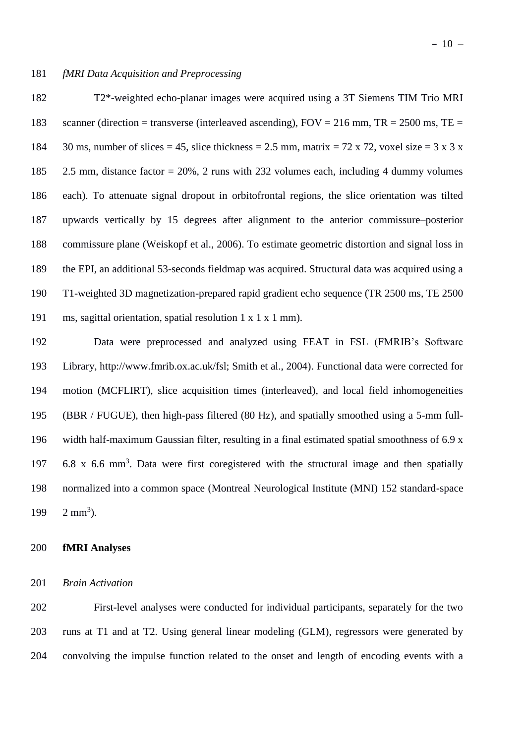*fMRI Data Acquisition and Preprocessing*

T2*-weighted echo-planar images were acquired using a 3T Siemens TIM Trio MRI scanner (direction = transverse (interleaved ascending), FOV = 216 mm, TR = 2500 ms, TE = 30 ms, number of slices = 45, slice thickness = 2.5 mm, matrix = 72 x 72, voxel size = 3 x 3 x 2.5 mm, distance factor = 20%, 2 runs with 232 volumes each, including 4 dummy volumes each). To attenuate signal dropout in orbitofrontal regions, the slice orientation was tilted upwards vertically by 15 degrees after alignment to the anterior commissure–posterior commissure plane (Weiskopf et al., 2006). To estimate geometric distortion and signal loss in the EPI, an additional 53-seconds fieldmap was acquired. Structural data was acquired using a T1-weighted 3D magnetization-prepared rapid gradient echo sequence (TR 2500 ms, TE 2500 ms, sagittal orientation, spatial resolution 1 x 1 x 1 mm).

Data were preprocessed and analyzed using FEAT in FSL (FMRIB's Software Library, http://www.fmrib.ox.ac.uk/fsl; Smith et al., 2004). Functional data were corrected for motion (MCFLIRT), slice acquisition times (interleaved), and local field inhomogeneities (BBR / FUGUE), then high-pass filtered (80 Hz), and spatially smoothed using a 5-mm full-width half-maximum Gaussian filter, resulting in a final estimated spatial smoothness of 6.9 x 6.8 x 6.6 $mm^3$. Data were first coregistered with the structural image and then spatially normalized into a common space (Montreal Neurological Institute (MNI) 152 standard-space 2 $mm^3$).

## fMRI Analyses

*Brain Activation*

First-level analyses were conducted for individual participants, separately for the two runs at T1 and at T2. Using general linear modeling (GLM), regressors were generated by convolving the impulse function related to the onset and length of encoding events with a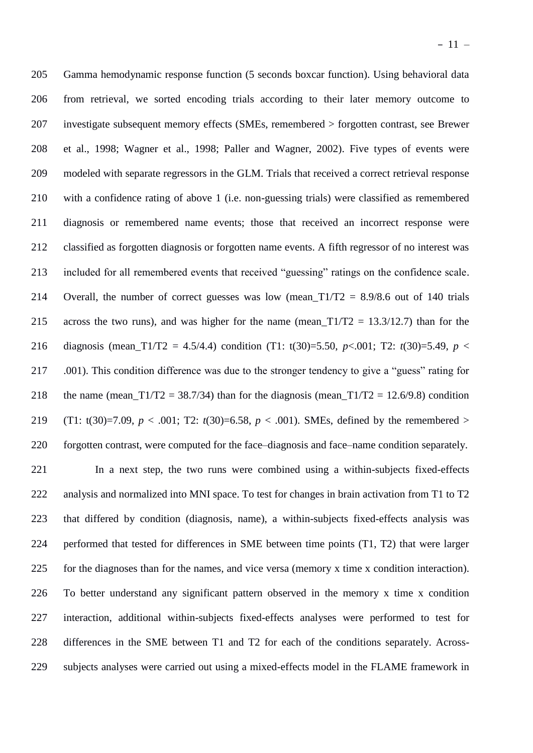Gamma hemodynamic response function (5 seconds boxcar function). Using behavioral data from retrieval, we sorted encoding trials according to their later memory outcome to investigate subsequent memory effects (SMEs, remembered > forgotten contrast, see Brewer et al., 1998; Wagner et al., 1998; Paller and Wagner, 2002). Five types of events were modeled with separate regressors in the GLM. Trials that received a correct retrieval response with a confidence rating of above 1 (i.e. non-guessing trials) were classified as remembered diagnosis or remembered name events; those that received an incorrect response were classified as forgotten diagnosis or forgotten name events. A fifth regressor of no interest was included for all remembered events that received "guessing" ratings on the confidence scale. Overall, the number of correct guesses was low (mean_T1/T2 = 8.9/8.6 out of 140 trials across the two runs), and was higher for the name (mean_T1/T2 = 13.3/12.7) than for the diagnosis (mean_T1/T2 = 4.5/4.4) condition (T1: $t(30)=5.50$, $p<.001$; T2: $t(30)=5.49$, $p < .001$). This condition difference was due to the stronger tendency to give a "guess" rating for the name (mean_T1/T2 = 38.7/34) than for the diagnosis (mean_T1/T2 = 12.6/9.8) condition (T1: $t(30)=7.09$, $p < .001$; T2: $t(30)=6.58$, $p < .001$). SMEs, defined by the remembered > forgotten contrast, were computed for the face–diagnosis and face–name condition separately.

In a next step, the two runs were combined using a within-subjects fixed-effects analysis and normalized into MNI space. To test for changes in brain activation from T1 to T2 that differed by condition (diagnosis, name), a within-subjects fixed-effects analysis was performed that tested for differences in SME between time points (T1, T2) that were larger for the diagnoses than for the names, and vice versa (memory x time x condition interaction). To better understand any significant pattern observed in the memory x time x condition interaction, additional within-subjects fixed-effects analyses were performed to test for differences in the SME between T1 and T2 for each of the conditions separately. Across-subjects analyses were carried out using a mixed-effects model in the FLAME framework in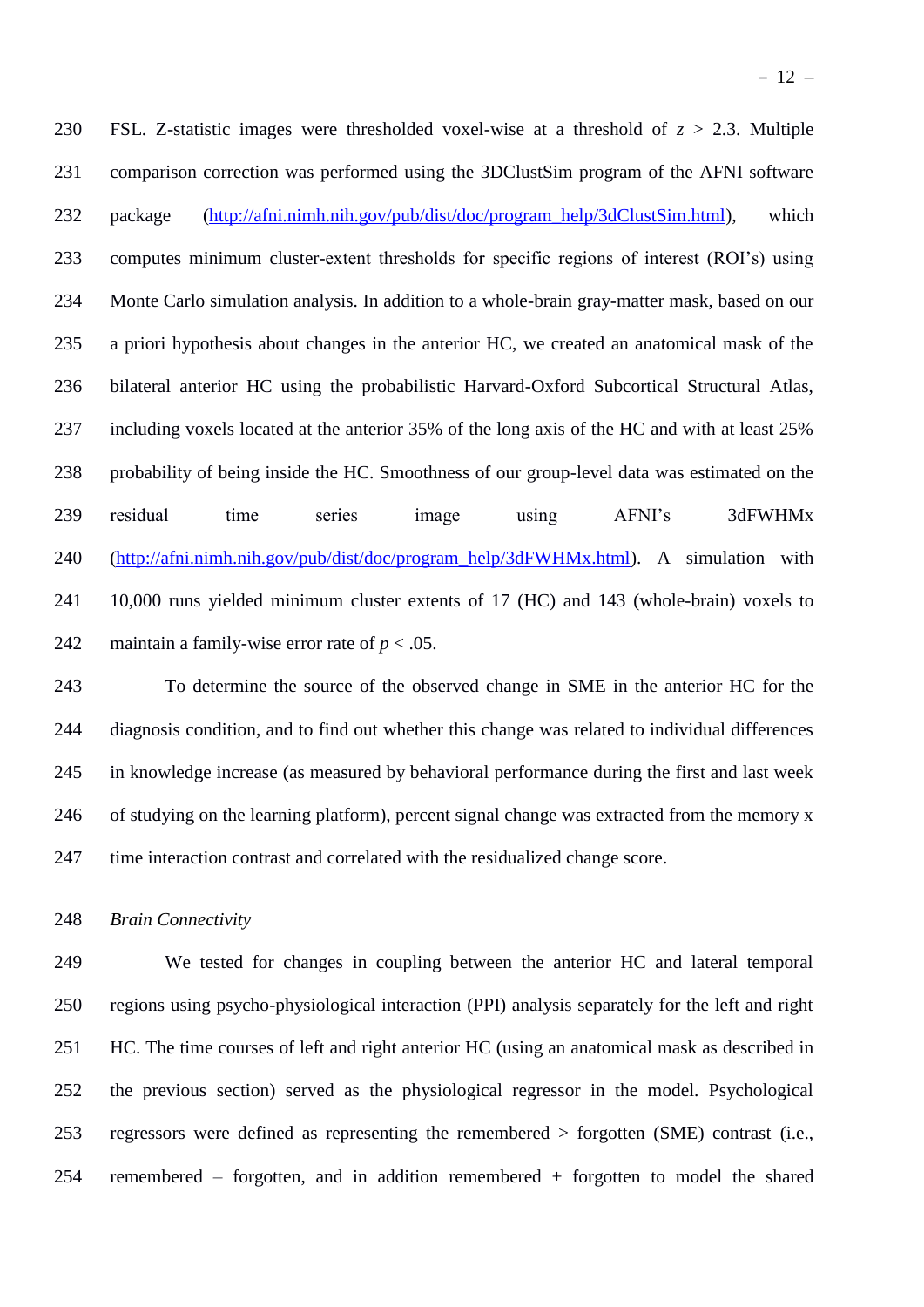FSL. Z-statistic images were thresholded voxel-wise at a threshold of $z > 2.3$. Multiple comparison correction was performed using the 3DClustSim program of the AFNI software package (http://afni.nimh.nih.gov/pub/dist/doc/program_help/3dClustSim.html), which computes minimum cluster-extent thresholds for specific regions of interest (ROI's) using Monte Carlo simulation analysis. In addition to a whole-brain gray-matter mask, based on our a priori hypothesis about changes in the anterior HC, we created an anatomical mask of the bilateral anterior HC using the probabilistic Harvard-Oxford Subcortical Structural Atlas, including voxels located at the anterior 35% of the long axis of the HC and with at least 25% probability of being inside the HC. Smoothness of our group-level data was estimated on the residual time series image using AFNI's 3dFWHMx (http://afni.nimh.nih.gov/pub/dist/doc/program_help/3dFWHMx.html). A simulation with 10,000 runs yielded minimum cluster extents of 17 (HC) and 143 (whole-brain) voxels to maintain a family-wise error rate of $p < .05$.

To determine the source of the observed change in SME in the anterior HC for the diagnosis condition, and to find out whether this change was related to individual differences in knowledge increase (as measured by behavioral performance during the first and last week of studying on the learning platform), percent signal change was extracted from the memory x time interaction contrast and correlated with the residualized change score.

*Brain Connectivity*

We tested for changes in coupling between the anterior HC and lateral temporal regions using psycho-physiological interaction (PPI) analysis separately for the left and right HC. The time courses of left and right anterior HC (using an anatomical mask as described in the previous section) served as the physiological regressor in the model. Psychological regressors were defined as representing the remembered > forgotten (SME) contrast (i.e., remembered – forgotten, and in addition remembered + forgotten to model the shared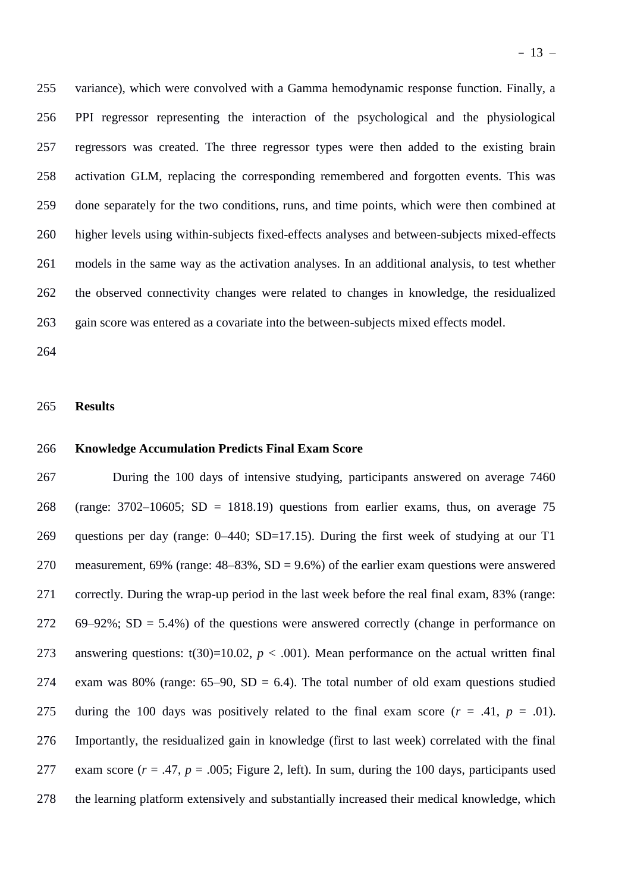variance), which were convolved with a Gamma hemodynamic response function. Finally, a PPI regressor representing the interaction of the psychological and the physiological regressors was created. The three regressor types were then added to the existing brain activation GLM, replacing the corresponding remembered and forgotten events. This was done separately for the two conditions, runs, and time points, which were then combined at higher levels using within-subjects fixed-effects analyses and between-subjects mixed-effects models in the same way as the activation analyses. In an additional analysis, to test whether the observed connectivity changes were related to changes in knowledge, the residualized gain score was entered as a covariate into the between-subjects mixed effects model.

## Results

### Knowledge Accumulation Predicts Final Exam Score

During the 100 days of intensive studying, participants answered on average 7460 (range: 3702–10605; SD = 1818.19) questions from earlier exams, thus, on average 75 questions per day (range: 0–440; SD=17.15). During the first week of studying at our T1 measurement, 69% (range: 48–83%, SD = 9.6%) of the earlier exam questions were answered correctly. During the wrap-up period in the last week before the real final exam, 83% (range: 69–92%; SD = 5.4%) of the questions were answered correctly (change in performance on answering questions: $t(30)=10.02$, $p < .001$). Mean performance on the actual written final exam was 80% (range: 65–90, SD = 6.4). The total number of old exam questions studied during the 100 days was positively related to the final exam score ($r = .41$, $p = .01$). Importantly, the residualized gain in knowledge (first to last week) correlated with the final exam score ($r = .47$, $p = .005$; Figure 2, left). In sum, during the 100 days, participants used the learning platform extensively and substantially increased their medical knowledge, which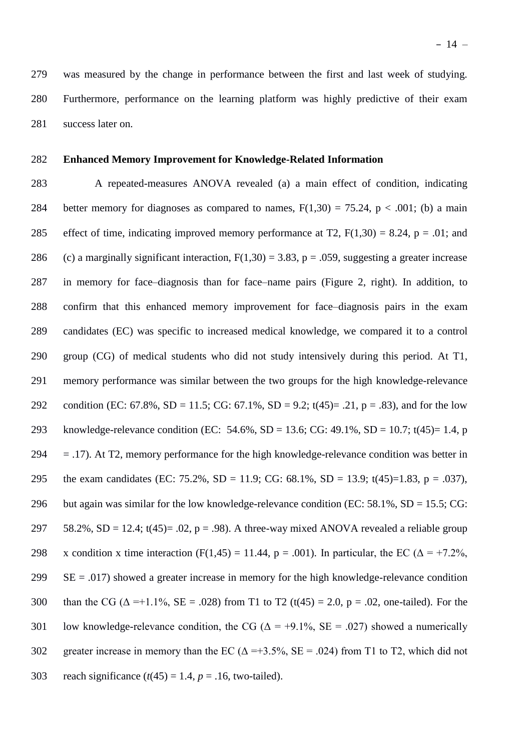was measured by the change in performance between the first and last week of studying. Furthermore, performance on the learning platform was highly predictive of their exam success later on.

**Enhanced Memory Improvement for Knowledge-Related Information**

A repeated-measures ANOVA revealed (a) a main effect of condition, indicating better memory for diagnoses as compared to names, $F(1,30) = 75.24$, $p < .001$; (b) a main effect of time, indicating improved memory performance at T2, $F(1,30) = 8.24$, $p = .01$; and (c) a marginally significant interaction, $F(1,30) = 3.83$, $p = .059$, suggesting a greater increase in memory for face–diagnosis than for face–name pairs (Figure 2, right). In addition, to confirm that this enhanced memory improvement for face–diagnosis pairs in the exam candidates (EC) was specific to increased medical knowledge, we compared it to a control group (CG) of medical students who did not study intensively during this period. At T1, memory performance was similar between the two groups for the high knowledge-relevance condition (EC: 67.8%, SD = 11.5; CG: 67.1%, SD = 9.2; $t(45) = .21$, $p = .83$), and for the low knowledge-relevance condition (EC: 54.6%, SD = 13.6; CG: 49.1%, SD = 10.7; $t(45) = 1.4$, $p = .17$). At T2, memory performance for the high knowledge-relevance condition was better in the exam candidates (EC: 75.2%, SD = 11.9; CG: 68.1%, SD = 13.9; $t(45) = 1.83$, $p = .037$), but again was similar for the low knowledge-relevance condition (EC: 58.1%, SD = 15.5; CG: 58.2%, SD = 12.4; $t(45) = .02$, $p = .98$). A three-way mixed ANOVA revealed a reliable group x condition x time interaction ($F(1,45) = 11.44$, $p = .001$). In particular, the EC ($\Delta = +7.2\%$, SE = .017) showed a greater increase in memory for the high knowledge-relevance condition than the CG ($\Delta = +1.1\%$, SE = .028) from T1 to T2 ($t(45) = 2.0$, $p = .02$, one-tailed). For the low knowledge-relevance condition, the CG ($\Delta = +9.1\%$, SE = .027) showed a numerically greater increase in memory than the EC ($\Delta = +3.5\%$, SE = .024) from T1 to T2, which did not reach significance ($t(45) = 1.4$, $p = .16$, two-tailed).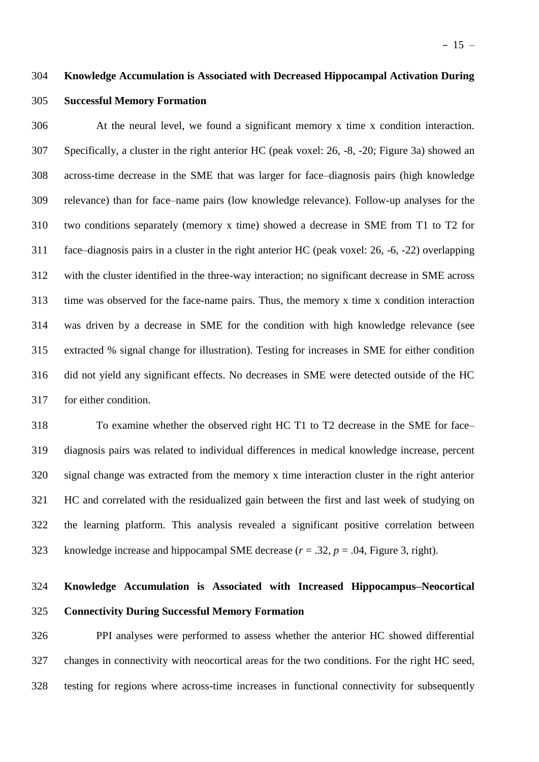## Knowledge Accumulation is Associated with Decreased Hippocampal Activation During Successful Memory Formation

At the neural level, we found a significant memory x time x condition interaction. Specifically, a cluster in the right anterior HC (peak voxel: 26, -8, -20; Figure 3a) showed an across-time decrease in the SME that was larger for face–diagnosis pairs (high knowledge relevance) than for face–name pairs (low knowledge relevance). Follow-up analyses for the two conditions separately (memory x time) showed a decrease in SME from T1 to T2 for face–diagnosis pairs in a cluster in the right anterior HC (peak voxel: 26, -6, -22) overlapping with the cluster identified in the three-way interaction; no significant decrease in SME across time was observed for the face-name pairs. Thus, the memory x time x condition interaction was driven by a decrease in SME for the condition with high knowledge relevance (see extracted % signal change for illustration). Testing for increases in SME for either condition did not yield any significant effects. No decreases in SME were detected outside of the HC for either condition.

To examine whether the observed right HC T1 to T2 decrease in the SME for face–diagnosis pairs was related to individual differences in medical knowledge increase, percent signal change was extracted from the memory x time interaction cluster in the right anterior HC and correlated with the residualized gain between the first and last week of studying on the learning platform. This analysis revealed a significant positive correlation between knowledge increase and hippocampal SME decrease ($r = .32$, $p = .04$, Figure 3, right).

## Knowledge Accumulation is Associated with Increased Hippocampus–Neocortical Connectivity During Successful Memory Formation

PPI analyses were performed to assess whether the anterior HC showed differential changes in connectivity with neocortical areas for the two conditions. For the right HC seed, testing for regions where across-time increases in functional connectivity for subsequently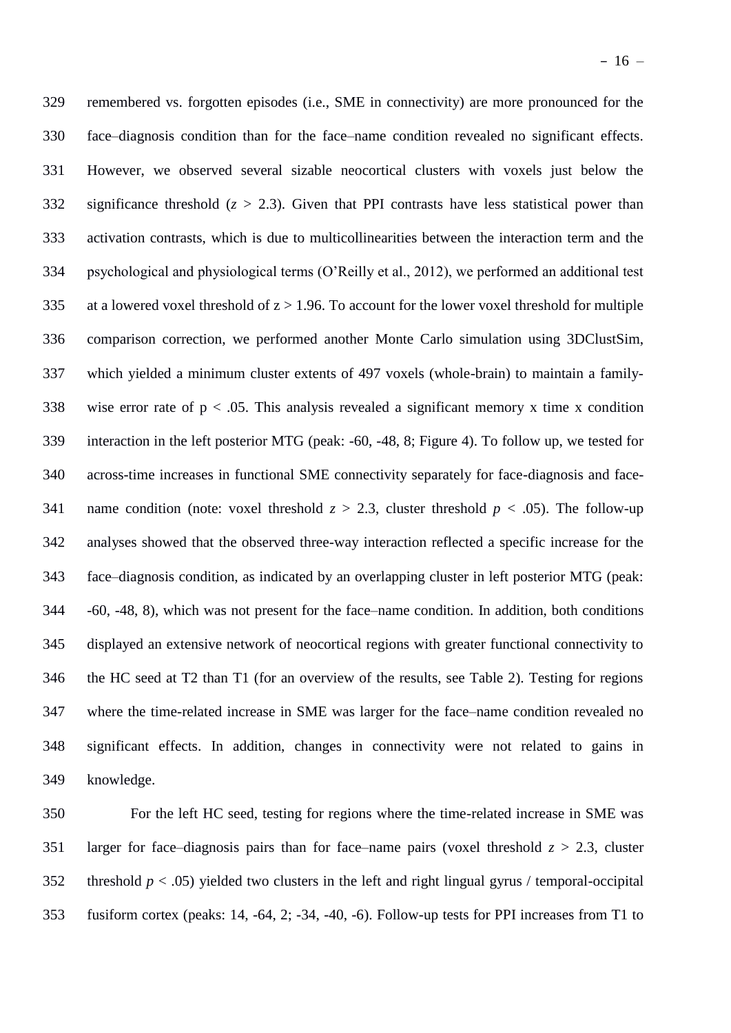remembered vs. forgotten episodes (i.e., SME in connectivity) are more pronounced for the face–diagnosis condition than for the face–name condition revealed no significant effects. However, we observed several sizable neocortical clusters with voxels just below the significance threshold ($z > 2.3$). Given that PPI contrasts have less statistical power than activation contrasts, which is due to multicollinearities between the interaction term and the psychological and physiological terms (O'Reilly et al., 2012), we performed an additional test at a lowered voxel threshold of $z > 1.96$. To account for the lower voxel threshold for multiple comparison correction, we performed another Monte Carlo simulation using 3DClustSim, which yielded a minimum cluster extents of 497 voxels (whole-brain) to maintain a family-wise error rate of $p < .05$. This analysis revealed a significant memory x time x condition interaction in the left posterior MTG (peak: -60, -48, 8; Figure 4). To follow up, we tested for across-time increases in functional SME connectivity separately for face-diagnosis and face-name condition (note: voxel threshold $z > 2.3$, cluster threshold $p < .05$). The follow-up analyses showed that the observed three-way interaction reflected a specific increase for the face–diagnosis condition, as indicated by an overlapping cluster in left posterior MTG (peak: -60, -48, 8), which was not present for the face–name condition. In addition, both conditions displayed an extensive network of neocortical regions with greater functional connectivity to the HC seed at T2 than T1 (for an overview of the results, see Table 2). Testing for regions where the time-related increase in SME was larger for the face–name condition revealed no significant effects. In addition, changes in connectivity were not related to gains in knowledge.

For the left HC seed, testing for regions where the time-related increase in SME was larger for face–diagnosis pairs than for face–name pairs (voxel threshold $z > 2.3$, cluster threshold $p < .05$) yielded two clusters in the left and right lingual gyrus / temporal-occipital fusiform cortex (peaks: 14, -64, 2; -34, -40, -6). Follow-up tests for PPI increases from T1 to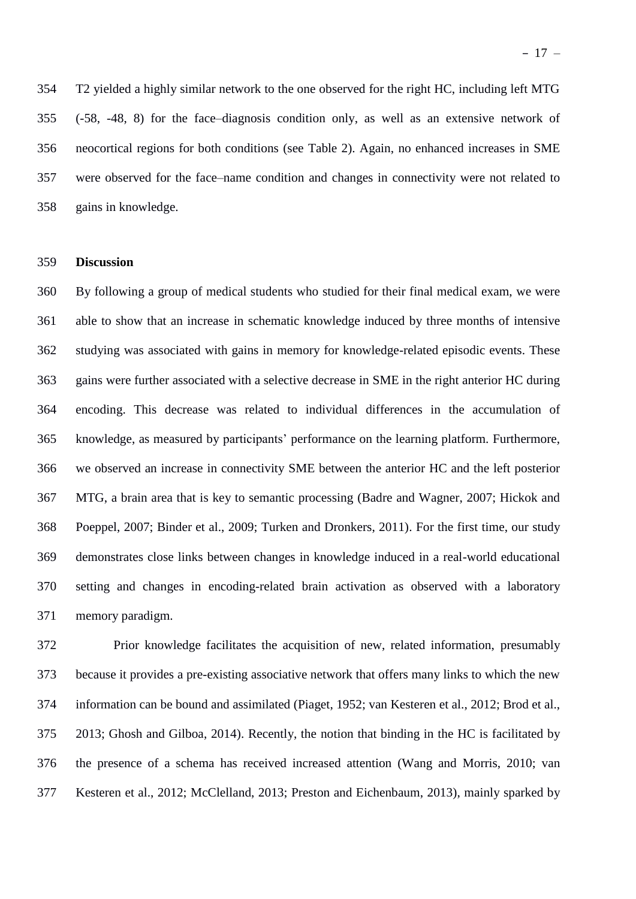T2 yielded a highly similar network to the one observed for the right HC, including left MTG (-58, -48, 8) for the face–diagnosis condition only, as well as an extensive network of neocortical regions for both conditions (see Table 2). Again, no enhanced increases in SME were observed for the face–name condition and changes in connectivity were not related to gains in knowledge.

## Discussion

By following a group of medical students who studied for their final medical exam, we were able to show that an increase in schematic knowledge induced by three months of intensive studying was associated with gains in memory for knowledge-related episodic events. These gains were further associated with a selective decrease in SME in the right anterior HC during encoding. This decrease was related to individual differences in the accumulation of knowledge, as measured by participants' performance on the learning platform. Furthermore, we observed an increase in connectivity SME between the anterior HC and the left posterior MTG, a brain area that is key to semantic processing (Badre and Wagner, 2007; Hickok and Poeppel, 2007; Binder et al., 2009; Turken and Dronkers, 2011). For the first time, our study demonstrates close links between changes in knowledge induced in a real-world educational setting and changes in encoding-related brain activation as observed with a laboratory memory paradigm.

Prior knowledge facilitates the acquisition of new, related information, presumably because it provides a pre-existing associative network that offers many links to which the new information can be bound and assimilated (Piaget, 1952; van Kesteren et al., 2012; Brod et al., 2013; Ghosh and Gilboa, 2014). Recently, the notion that binding in the HC is facilitated by the presence of a schema has received increased attention (Wang and Morris, 2010; van Kesteren et al., 2012; McClelland, 2013; Preston and Eichenbaum, 2013), mainly sparked by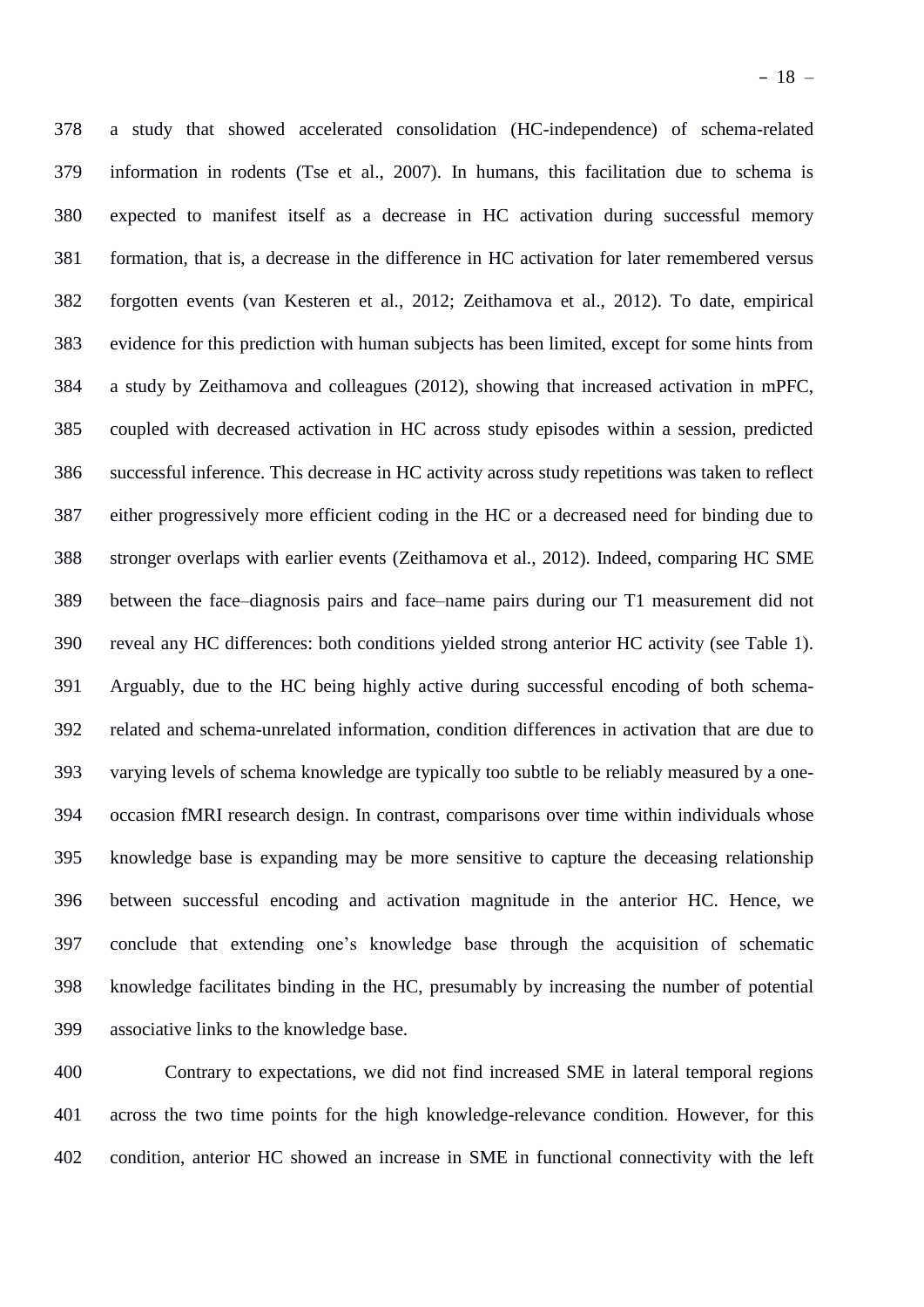a study that showed accelerated consolidation (HC-independence) of schema-related information in rodents (Tse et al., 2007). In humans, this facilitation due to schema is expected to manifest itself as a decrease in HC activation during successful memory formation, that is, a decrease in the difference in HC activation for later remembered versus forgotten events (van Kesteren et al., 2012; Zeithamova et al., 2012). To date, empirical evidence for this prediction with human subjects has been limited, except for some hints from a study by Zeithamova and colleagues (2012), showing that increased activation in mPFC, coupled with decreased activation in HC across study episodes within a session, predicted successful inference. This decrease in HC activity across study repetitions was taken to reflect either progressively more efficient coding in the HC or a decreased need for binding due to stronger overlaps with earlier events (Zeithamova et al., 2012). Indeed, comparing HC SME between the face–diagnosis pairs and face–name pairs during our T1 measurement did not reveal any HC differences: both conditions yielded strong anterior HC activity (see Table 1). Arguably, due to the HC being highly active during successful encoding of both schema-related and schema-unrelated information, condition differences in activation that are due to varying levels of schema knowledge are typically too subtle to be reliably measured by a one-occasion fMRI research design. In contrast, comparisons over time within individuals whose knowledge base is expanding may be more sensitive to capture the deceasing relationship between successful encoding and activation magnitude in the anterior HC. Hence, we conclude that extending one's knowledge base through the acquisition of schematic knowledge facilitates binding in the HC, presumably by increasing the number of potential associative links to the knowledge base.

Contrary to expectations, we did not find increased SME in lateral temporal regions across the two time points for the high knowledge-relevance condition. However, for this condition, anterior HC showed an increase in SME in functional connectivity with the left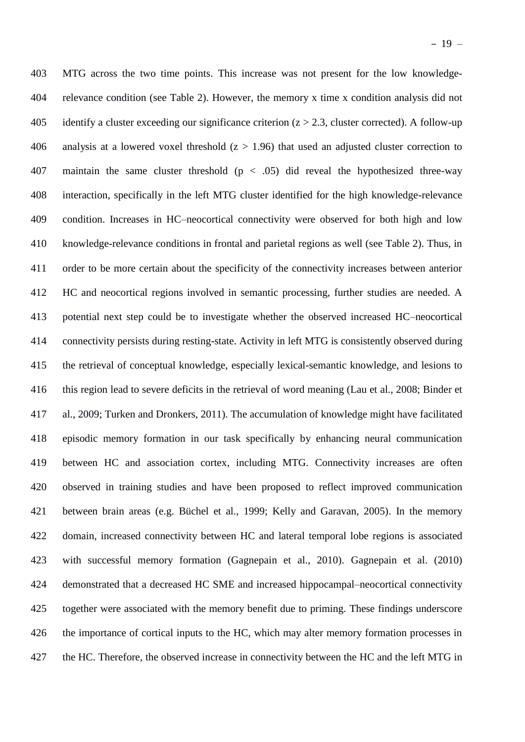MTG across the two time points. This increase was not present for the low knowledge-relevance condition (see Table 2). However, the memory x time x condition analysis did not identify a cluster exceeding our significance criterion ($z > 2.3$, cluster corrected). A follow-up analysis at a lowered voxel threshold ($z > 1.96$) that used an adjusted cluster correction to maintain the same cluster threshold ($p < .05$) did reveal the hypothesized three-way interaction, specifically in the left MTG cluster identified for the high knowledge-relevance condition. Increases in HC–neocortical connectivity were observed for both high and low knowledge-relevance conditions in frontal and parietal regions as well (see Table 2). Thus, in order to be more certain about the specificity of the connectivity increases between anterior HC and neocortical regions involved in semantic processing, further studies are needed. A potential next step could be to investigate whether the observed increased HC–neocortical connectivity persists during resting-state. Activity in left MTG is consistently observed during the retrieval of conceptual knowledge, especially lexical-semantic knowledge, and lesions to this region lead to severe deficits in the retrieval of word meaning (Lau et al., 2008; Binder et al., 2009; Turken and Dronkers, 2011). The accumulation of knowledge might have facilitated episodic memory formation in our task specifically by enhancing neural communication between HC and association cortex, including MTG. Connectivity increases are often observed in training studies and have been proposed to reflect improved communication between brain areas (e.g. Büchel et al., 1999; Kelly and Garavan, 2005). In the memory domain, increased connectivity between HC and lateral temporal lobe regions is associated with successful memory formation (Gagnepain et al., 2010). Gagnepain et al. (2010) demonstrated that a decreased HC SME and increased hippocampal–neocortical connectivity together were associated with the memory benefit due to priming. These findings underscore the importance of cortical inputs to the HC, which may alter memory formation processes in the HC. Therefore, the observed increase in connectivity between the HC and the left MTG in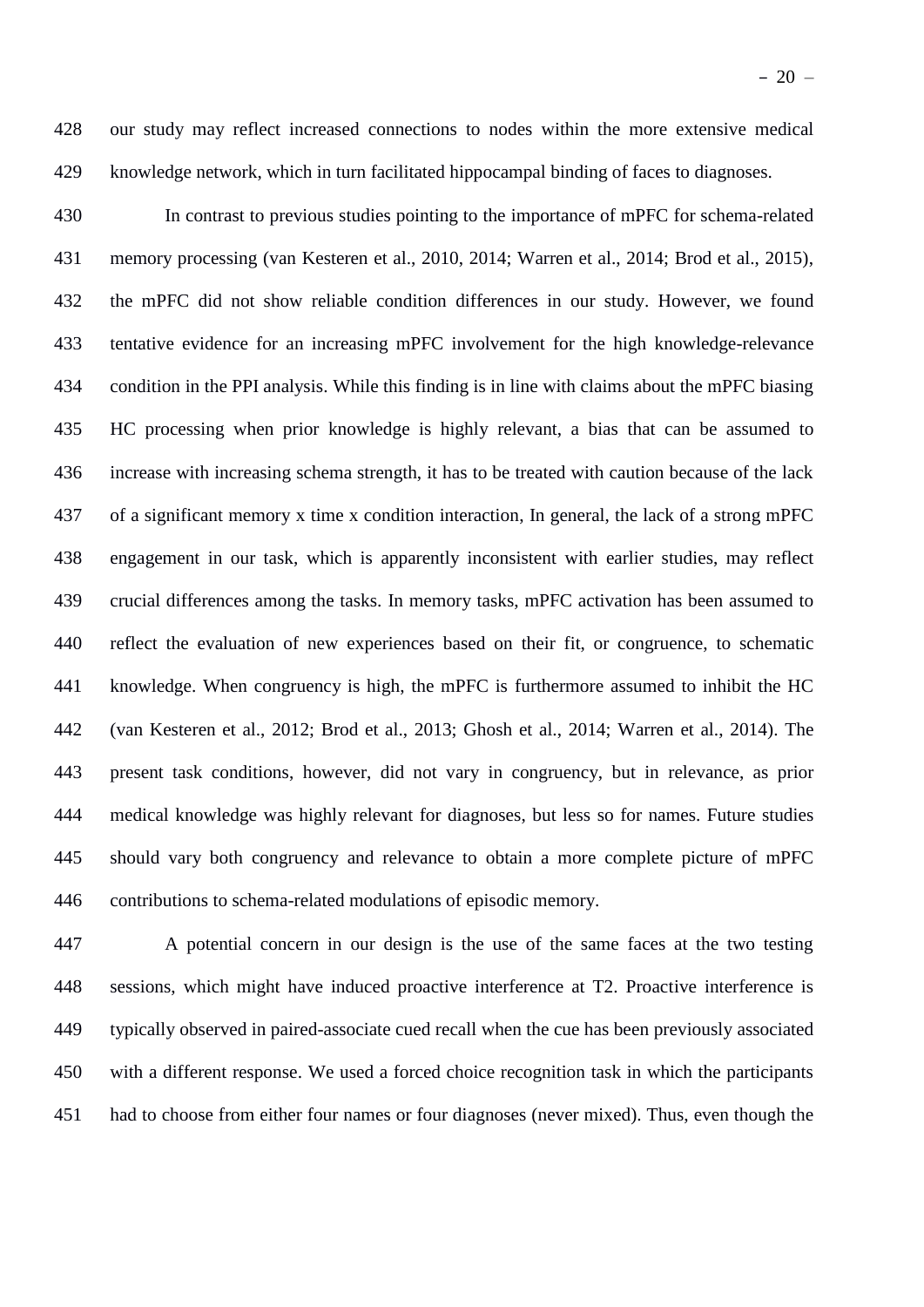our study may reflect increased connections to nodes within the more extensive medical knowledge network, which in turn facilitated hippocampal binding of faces to diagnoses.

In contrast to previous studies pointing to the importance of mPFC for schema-related memory processing (van Kesteren et al., 2010, 2014; Warren et al., 2014; Brod et al., 2015), the mPFC did not show reliable condition differences in our study. However, we found tentative evidence for an increasing mPFC involvement for the high knowledge-relevance condition in the PPI analysis. While this finding is in line with claims about the mPFC biasing HC processing when prior knowledge is highly relevant, a bias that can be assumed to increase with increasing schema strength, it has to be treated with caution because of the lack of a significant memory x time x condition interaction, In general, the lack of a strong mPFC engagement in our task, which is apparently inconsistent with earlier studies, may reflect crucial differences among the tasks. In memory tasks, mPFC activation has been assumed to reflect the evaluation of new experiences based on their fit, or congruence, to schematic knowledge. When congruency is high, the mPFC is furthermore assumed to inhibit the HC (van Kesteren et al., 2012; Brod et al., 2013; Ghosh et al., 2014; Warren et al., 2014). The present task conditions, however, did not vary in congruency, but in relevance, as prior medical knowledge was highly relevant for diagnoses, but less so for names. Future studies should vary both congruency and relevance to obtain a more complete picture of mPFC contributions to schema-related modulations of episodic memory.

A potential concern in our design is the use of the same faces at the two testing sessions, which might have induced proactive interference at T2. Proactive interference is typically observed in paired-associate cued recall when the cue has been previously associated with a different response. We used a forced choice recognition task in which the participants had to choose from either four names or four diagnoses (never mixed). Thus, even though the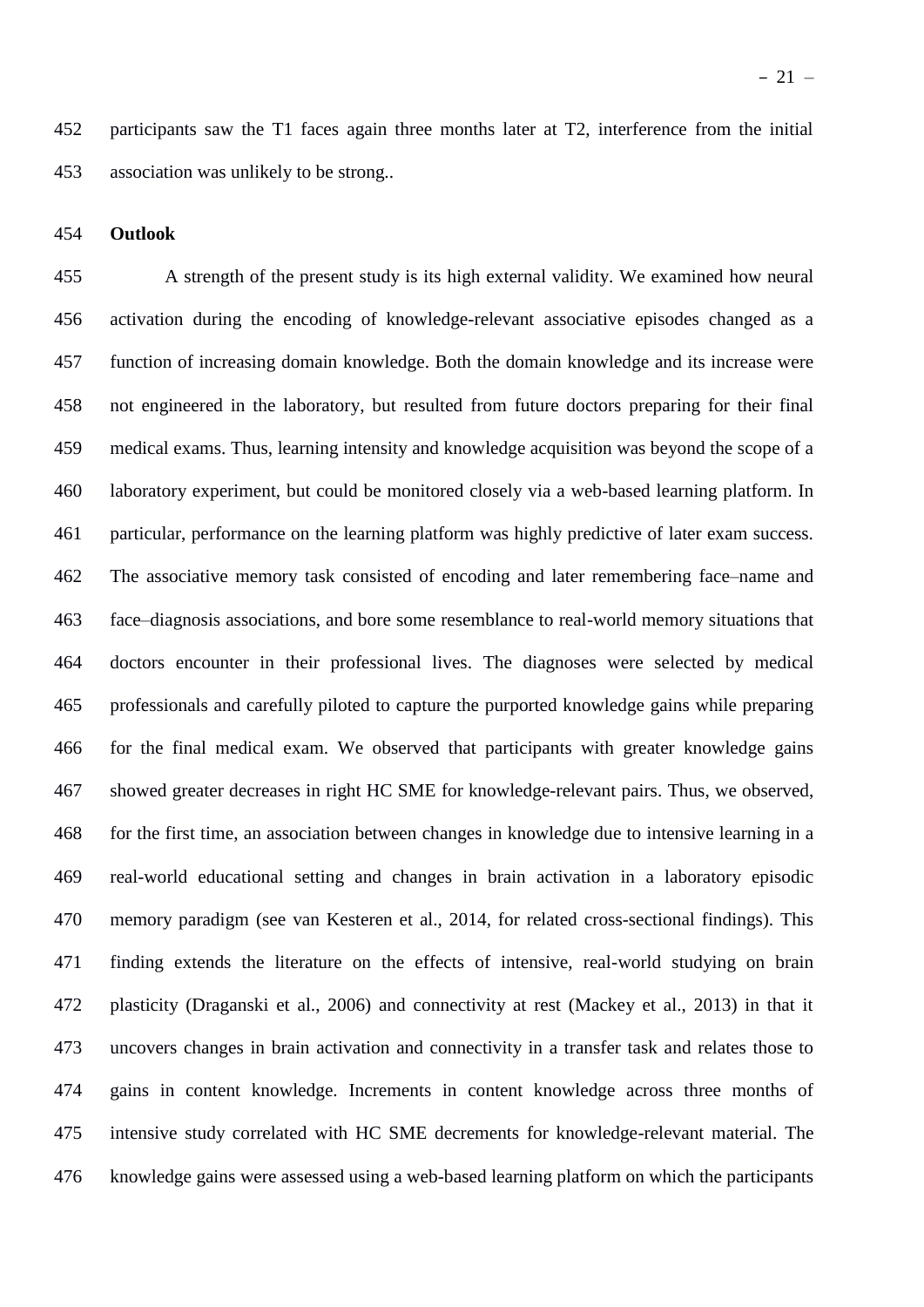participants saw the T1 faces again three months later at T2, interference from the initial association was unlikely to be strong..

**Outlook**

A strength of the present study is its high external validity. We examined how neural activation during the encoding of knowledge-relevant associative episodes changed as a function of increasing domain knowledge. Both the domain knowledge and its increase were not engineered in the laboratory, but resulted from future doctors preparing for their final medical exams. Thus, learning intensity and knowledge acquisition was beyond the scope of a laboratory experiment, but could be monitored closely via a web-based learning platform. In particular, performance on the learning platform was highly predictive of later exam success. The associative memory task consisted of encoding and later remembering face–name and face–diagnosis associations, and bore some resemblance to real-world memory situations that doctors encounter in their professional lives. The diagnoses were selected by medical professionals and carefully piloted to capture the purported knowledge gains while preparing for the final medical exam. We observed that participants with greater knowledge gains showed greater decreases in right HC SME for knowledge-relevant pairs. Thus, we observed, for the first time, an association between changes in knowledge due to intensive learning in a real-world educational setting and changes in brain activation in a laboratory episodic memory paradigm (see van Kesteren et al., 2014, for related cross-sectional findings). This finding extends the literature on the effects of intensive, real-world studying on brain plasticity (Draganski et al., 2006) and connectivity at rest (Mackey et al., 2013) in that it uncovers changes in brain activation and connectivity in a transfer task and relates those to gains in content knowledge. Increments in content knowledge across three months of intensive study correlated with HC SME decrements for knowledge-relevant material. The knowledge gains were assessed using a web-based learning platform on which the participants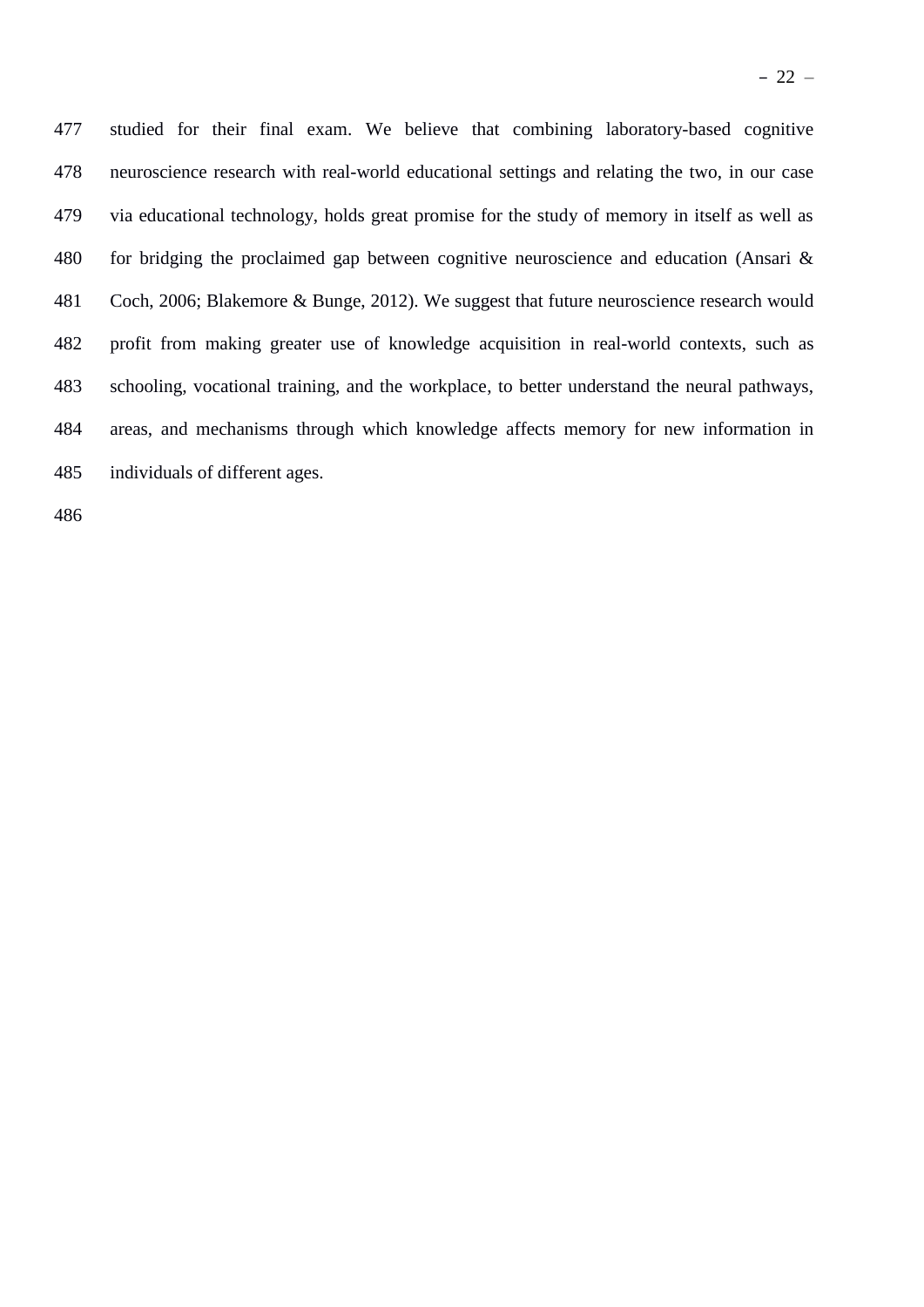studied for their final exam. We believe that combining laboratory-based cognitive neuroscience research with real-world educational settings and relating the two, in our case via educational technology, holds great promise for the study of memory in itself as well as for bridging the proclaimed gap between cognitive neuroscience and education (Ansari & Coch, 2006; Blakemore & Bunge, 2012). We suggest that future neuroscience research would profit from making greater use of knowledge acquisition in real-world contexts, such as schooling, vocational training, and the workplace, to better understand the neural pathways, areas, and mechanisms through which knowledge affects memory for new information in individuals of different ages.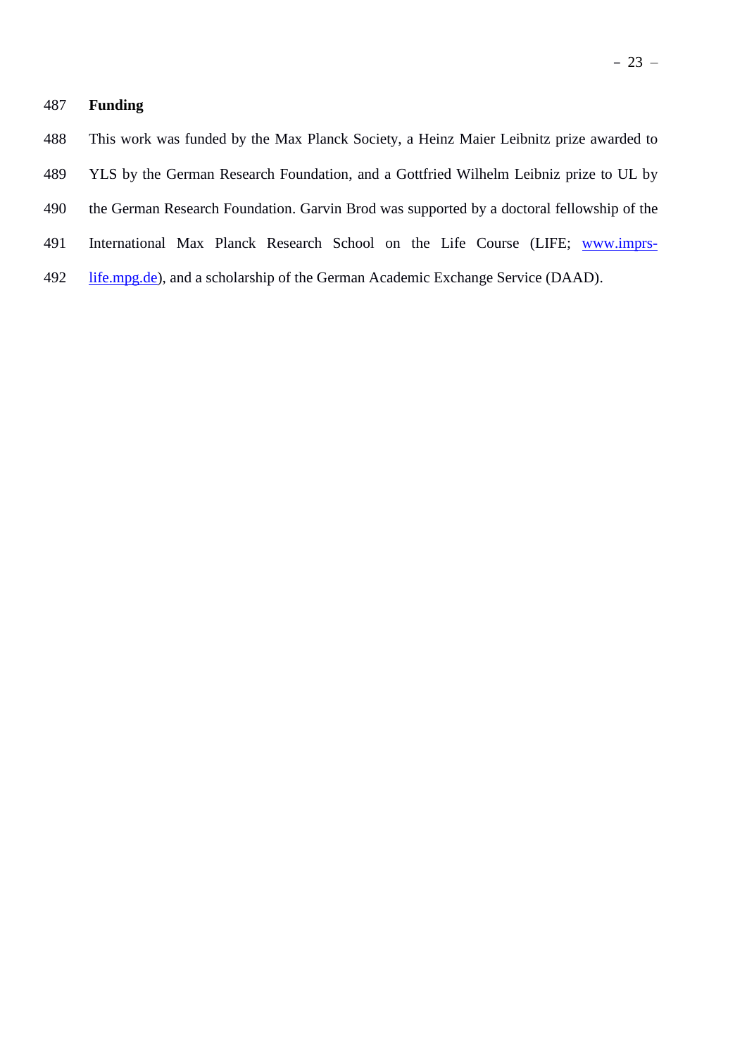## Funding

This work was funded by the Max Planck Society, a Heinz Maier Leibnitz prize awarded to YLS by the German Research Foundation, and a Gottfried Wilhelm Leibniz prize to UL by the German Research Foundation. Garvin Brod was supported by a doctoral fellowship of the International Max Planck Research School on the Life Course (LIFE; [www.imprs-life.mpg.de](http://www.imprs-life.mpg.de)), and a scholarship of the German Academic Exchange Service (DAAD).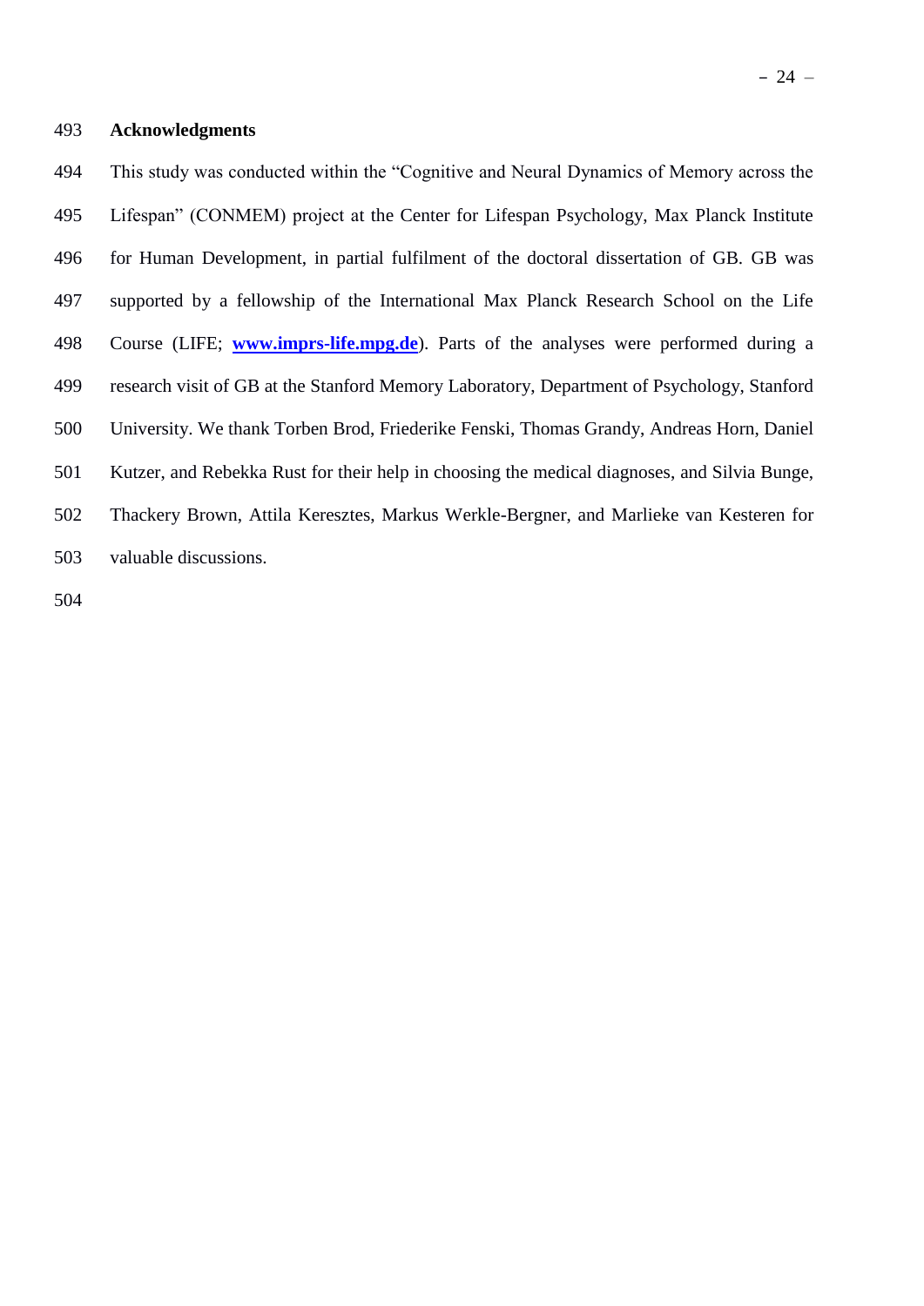## Acknowledgments

This study was conducted within the "Cognitive and Neural Dynamics of Memory across the Lifespan" (CONMEM) project at the Center for Lifespan Psychology, Max Planck Institute for Human Development, in partial fulfilment of the doctoral dissertation of GB. GB was supported by a fellowship of the International Max Planck Research School on the Life Course (LIFE; **www.imprs-life.mpg.de**). Parts of the analyses were performed during a research visit of GB at the Stanford Memory Laboratory, Department of Psychology, Stanford University. We thank Torben Brod, Friederike Fenski, Thomas Grandy, Andreas Horn, Daniel Kutzer, and Rebekka Rust for their help in choosing the medical diagnoses, and Silvia Bunge, Thackery Brown, Attila Keresztes, Markus Werkle-Bergner, and Marlieke van Kesteren for valuable discussions.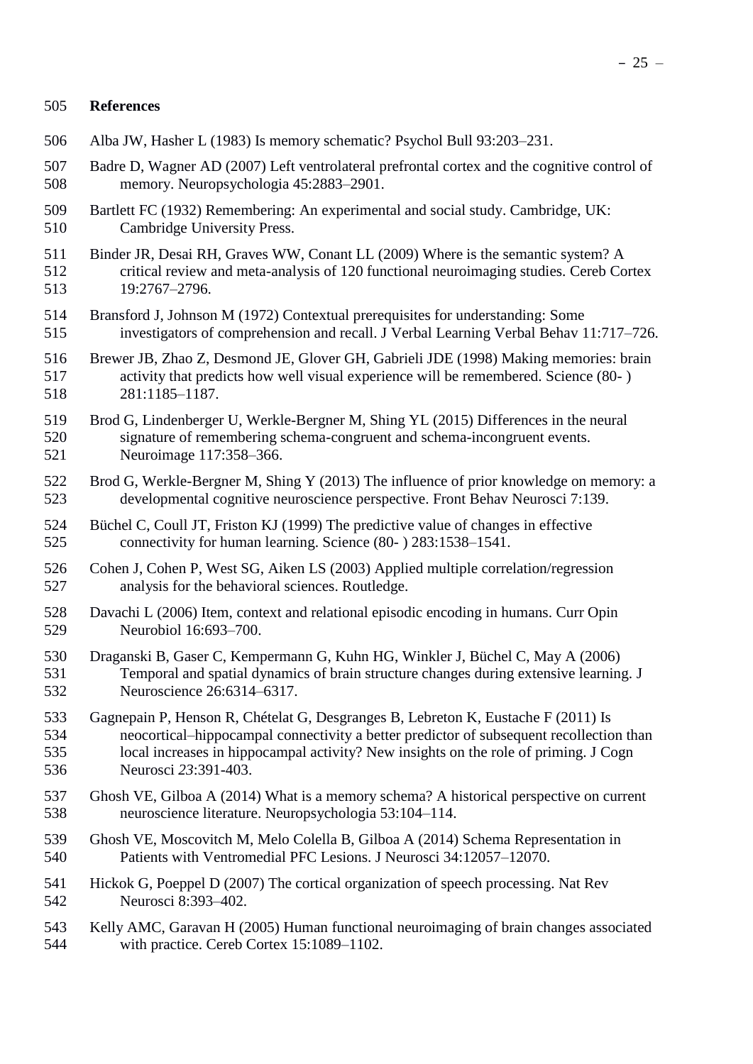## References

Alba JW, Hasher L (1983) Is memory schematic? Psychol Bull 93:203–231.

Badre D, Wagner AD (2007) Left ventrolateral prefrontal cortex and the cognitive control of memory. Neuropsychologia 45:2883–2901.

Bartlett FC (1932) Remembering: An experimental and social study. Cambridge, UK: Cambridge University Press.

Binder JR, Desai RH, Graves WW, Conant LL (2009) Where is the semantic system? A critical review and meta-analysis of 120 functional neuroimaging studies. Cereb Cortex 19:2767–2796.

Bransford J, Johnson M (1972) Contextual prerequisites for understanding: Some investigators of comprehension and recall. J Verbal Learning Verbal Behav 11:717–726.

Brewer JB, Zhao Z, Desmond JE, Glover GH, Gabrieli JDE (1998) Making memories: brain activity that predicts how well visual experience will be remembered. Science (80- ) 281:1185–1187.

Brod G, Lindenberger U, Werkle-Bergner M, Shing YL (2015) Differences in the neural signature of remembering schema-congruent and schema-incongruent events. Neuroimage 117:358–366.

Brod G, Werkle-Bergner M, Shing Y (2013) The influence of prior knowledge on memory: a developmental cognitive neuroscience perspective. Front Behav Neurosci 7:139.

Büchel C, Coull JT, Friston KJ (1999) The predictive value of changes in effective connectivity for human learning. Science (80- ) 283:1538–1541.

Cohen J, Cohen P, West SG, Aiken LS (2003) Applied multiple correlation/regression analysis for the behavioral sciences. Routledge.

Davachi L (2006) Item, context and relational episodic encoding in humans. Curr Opin Neurobiol 16:693–700.

Draganski B, Gaser C, Kempermann G, Kuhn HG, Winkler J, Büchel C, May A (2006) Temporal and spatial dynamics of brain structure changes during extensive learning. J Neuroscience 26:6314–6317.

Gagnepain P, Henson R, Chételat G, Desgranges B, Lebreton K, Eustache F (2011) Is neocortical–hippocampal connectivity a better predictor of subsequent recollection than local increases in hippocampal activity? New insights on the role of priming. J Cogn Neurosci *23*:391-403.

Ghosh VE, Gilboa A (2014) What is a memory schema? A historical perspective on current neuroscience literature. Neuropsychologia 53:104–114.

Ghosh VE, Moscovitch M, Melo Colella B, Gilboa A (2014) Schema Representation in Patients with Ventromedial PFC Lesions. J Neurosci 34:12057–12070.

Hickok G, Poeppel D (2007) The cortical organization of speech processing. Nat Rev Neurosci 8:393–402.

Kelly AMC, Garavan H (2005) Human functional neuroimaging of brain changes associated with practice. Cereb Cortex 15:1089–1102.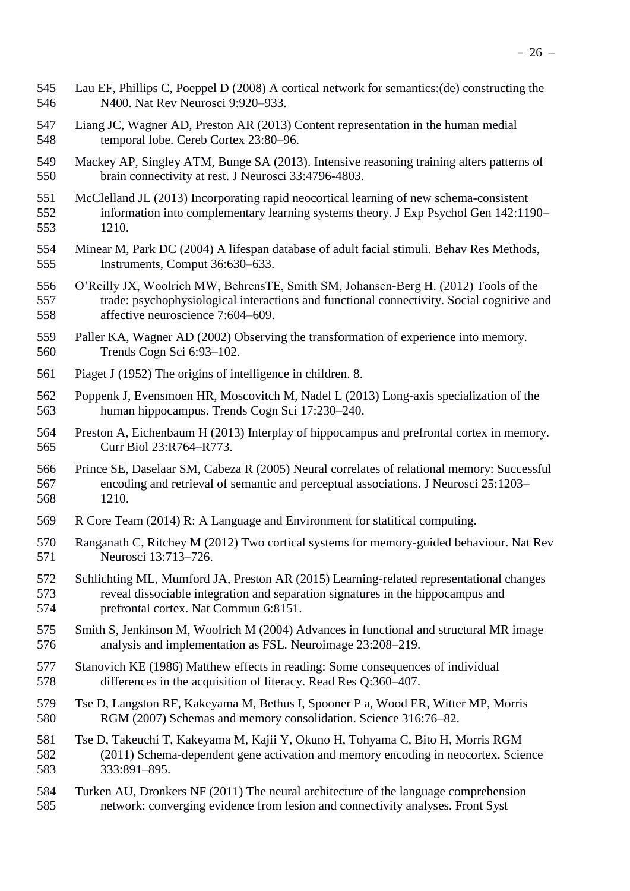Lau EF, Phillips C, Poeppel D (2008) A cortical network for semantics:(de) constructing the N400. Nat Rev Neurosci 9:920–933.

Liang JC, Wagner AD, Preston AR (2013) Content representation in the human medial temporal lobe. Cereb Cortex 23:80–96.

Mackey AP, Singley ATM, Bunge SA (2013). Intensive reasoning training alters patterns of brain connectivity at rest. J Neurosci 33:4796-4803.

McClelland JL (2013) Incorporating rapid neocortical learning of new schema-consistent information into complementary learning systems theory. J Exp Psychol Gen 142:1190–1210.

Minear M, Park DC (2004) A lifespan database of adult facial stimuli. Behav Res Methods, Instruments, Comput 36:630–633.

O'Reilly JX, Woolrich MW, BehrensTE, Smith SM, Johansen-Berg H. (2012) Tools of the trade: psychophysiological interactions and functional connectivity. Social cognitive and affective neuroscience 7:604–609.

Paller KA, Wagner AD (2002) Observing the transformation of experience into memory. Trends Cogn Sci 6:93–102.

Piaget J (1952) The origins of intelligence in children. 8.

Poppenk J, Evensmoen HR, Moscovitch M, Nadel L (2013) Long-axis specialization of the human hippocampus. Trends Cogn Sci 17:230–240.

Preston A, Eichenbaum H (2013) Interplay of hippocampus and prefrontal cortex in memory. Curr Biol 23:R764–R773.

Prince SE, Daselaar SM, Cabeza R (2005) Neural correlates of relational memory: Successful encoding and retrieval of semantic and perceptual associations. J Neurosci 25:1203–1210.

R Core Team (2014) R: A Language and Environment for statitical computing.

Ranganath C, Ritchey M (2012) Two cortical systems for memory-guided behaviour. Nat Rev Neurosci 13:713–726.

Schlichting ML, Mumford JA, Preston AR (2015) Learning-related representational changes reveal dissociable integration and separation signatures in the hippocampus and prefrontal cortex. Nat Commun 6:8151.

Smith S, Jenkinson M, Woolrich M (2004) Advances in functional and structural MR image analysis and implementation as FSL. Neuroimage 23:208–219.

Stanovich KE (1986) Matthew effects in reading: Some consequences of individual differences in the acquisition of literacy. Read Res Q:360–407.

Tse D, Langston RF, Kakeyama M, Bethus I, Spooner P a, Wood ER, Witter MP, Morris RGM (2007) Schemas and memory consolidation. Science 316:76–82.

Tse D, Takeuchi T, Kakeyama M, Kajii Y, Okuno H, Tohyama C, Bito H, Morris RGM (2011) Schema-dependent gene activation and memory encoding in neocortex. Science 333:891–895.

Turken AU, Dronkers NF (2011) The neural architecture of the language comprehension network: converging evidence from lesion and connectivity analyses. Front Syst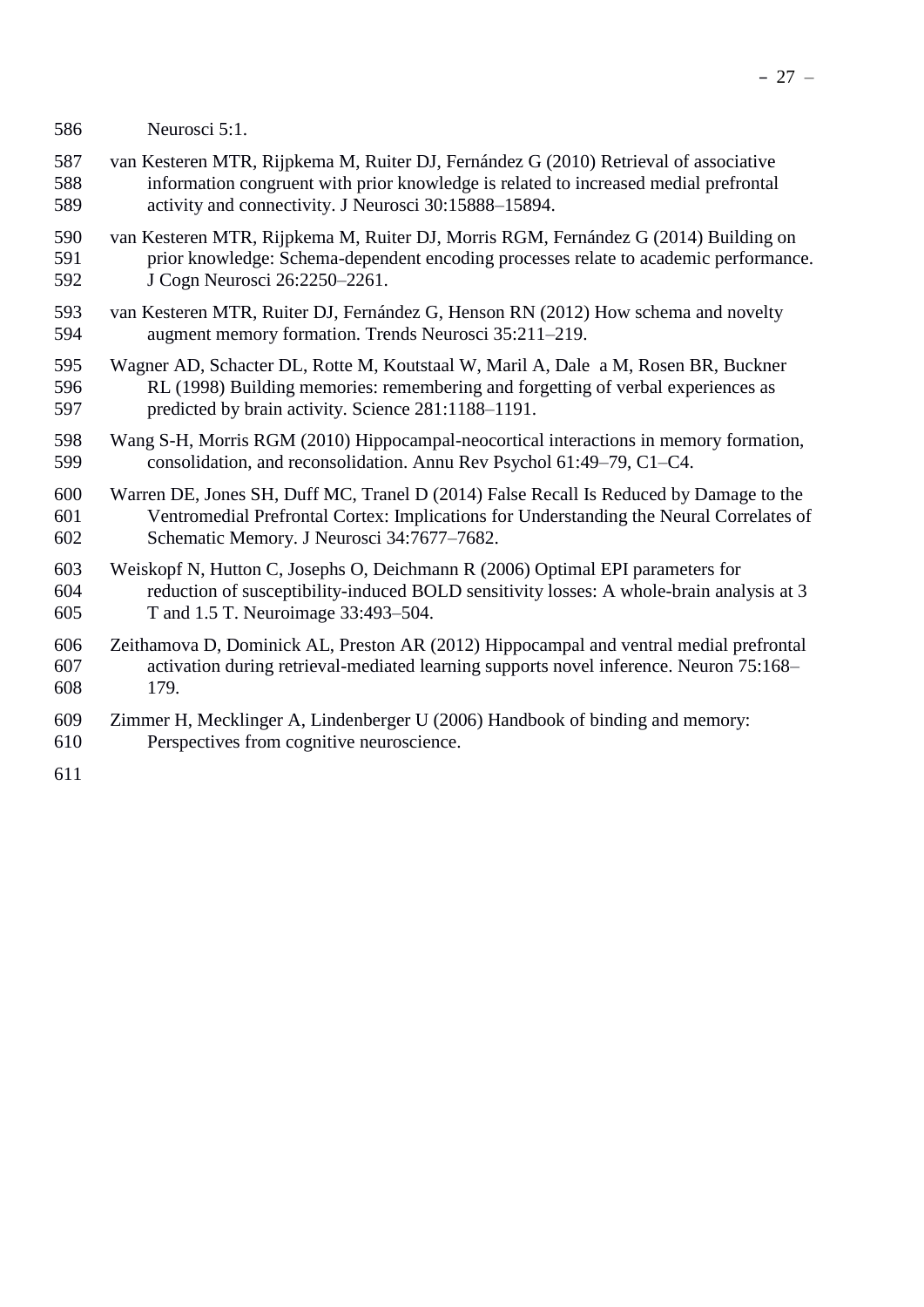Neurosci 5:1.

van Kesteren MTR, Rijpkema M, Ruiter DJ, Fernández G (2010) Retrieval of associative information congruent with prior knowledge is related to increased medial prefrontal activity and connectivity. J Neurosci 30:15888–15894.

van Kesteren MTR, Rijpkema M, Ruiter DJ, Morris RGM, Fernández G (2014) Building on prior knowledge: Schema-dependent encoding processes relate to academic performance. J Cogn Neurosci 26:2250–2261.

van Kesteren MTR, Ruiter DJ, Fernández G, Henson RN (2012) How schema and novelty augment memory formation. Trends Neurosci 35:211–219.

Wagner AD, Schacter DL, Rotte M, Koutstaal W, Maril A, Dale a M, Rosen BR, Buckner RL (1998) Building memories: remembering and forgetting of verbal experiences as predicted by brain activity. Science 281:1188–1191.

Wang S-H, Morris RGM (2010) Hippocampal-neocortical interactions in memory formation, consolidation, and reconsolidation. Annu Rev Psychol 61:49–79, C1–C4.

Warren DE, Jones SH, Duff MC, Tranel D (2014) False Recall Is Reduced by Damage to the Ventromedial Prefrontal Cortex: Implications for Understanding the Neural Correlates of Schematic Memory. J Neurosci 34:7677–7682.

Weiskopf N, Hutton C, Josephs O, Deichmann R (2006) Optimal EPI parameters for reduction of susceptibility-induced BOLD sensitivity losses: A whole-brain analysis at 3 T and 1.5 T. Neuroimage 33:493–504.

Zeithamova D, Dominick AL, Preston AR (2012) Hippocampal and ventral medial prefrontal activation during retrieval-mediated learning supports novel inference. Neuron 75:168–179.

Zimmer H, Mecklinger A, Lindenberger U (2006) Handbook of binding and memory: Perspectives from cognitive neuroscience.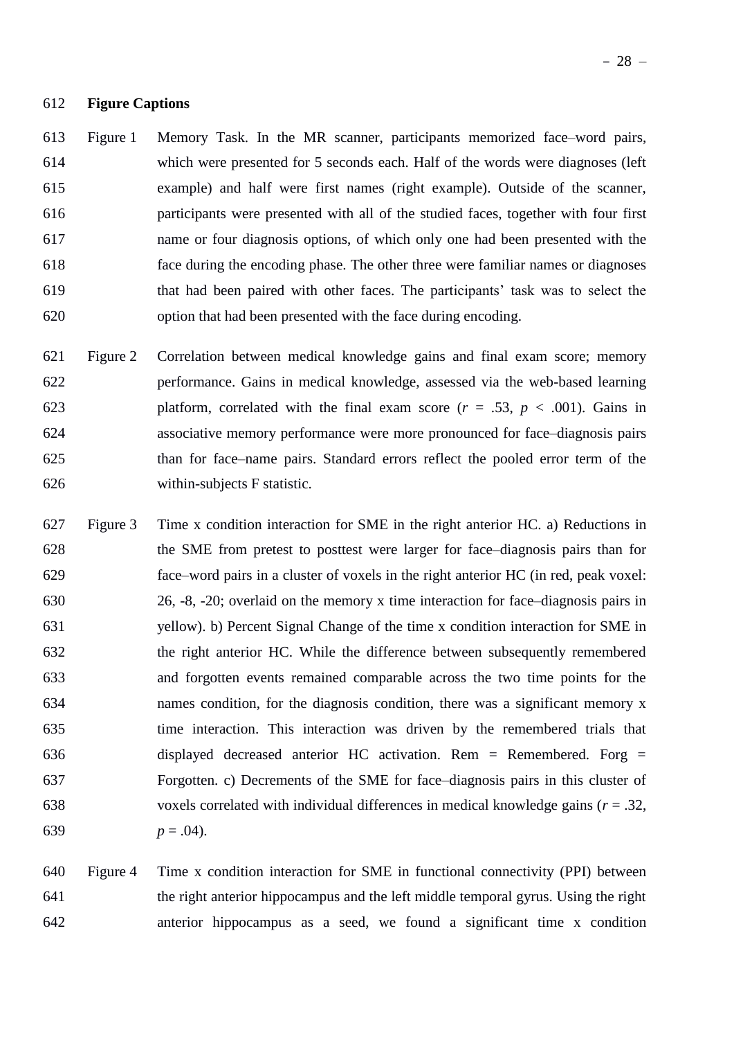**Figure Captions**

Figure 1 Memory Task. In the MR scanner, participants memorized face–word pairs, which were presented for 5 seconds each. Half of the words were diagnoses (left example) and half were first names (right example). Outside of the scanner, participants were presented with all of the studied faces, together with four first name or four diagnosis options, of which only one had been presented with the face during the encoding phase. The other three were familiar names or diagnoses that had been paired with other faces. The participants' task was to select the option that had been presented with the face during encoding.

Figure 2 Correlation between medical knowledge gains and final exam score; memory performance. Gains in medical knowledge, assessed via the web-based learning platform, correlated with the final exam score ($r$ = .53, $p$ < .001). Gains in associative memory performance were more pronounced for face–diagnosis pairs than for face–name pairs. Standard errors reflect the pooled error term of the within-subjects F statistic.

Figure 3 Time x condition interaction for SME in the right anterior HC. a) Reductions in the SME from pretest to posttest were larger for face–diagnosis pairs than for face–word pairs in a cluster of voxels in the right anterior HC (in red, peak voxel: 26, -8, -20; overlaid on the memory x time interaction for face–diagnosis pairs in yellow). b) Percent Signal Change of the time x condition interaction for SME in the right anterior HC. While the difference between subsequently remembered and forgotten events remained comparable across the two time points for the names condition, for the diagnosis condition, there was a significant memory x time interaction. This interaction was driven by the remembered trials that displayed decreased anterior HC activation. Rem = Remembered. Forg = Forgotten. c) Decrements of the SME for face–diagnosis pairs in this cluster of voxels correlated with individual differences in medical knowledge gains ($r$ = .32, $p$ = .04).

Figure 4 Time x condition interaction for SME in functional connectivity (PPI) between the right anterior hippocampus and the left middle temporal gyrus. Using the right anterior hippocampus as a seed, we found a significant time x condition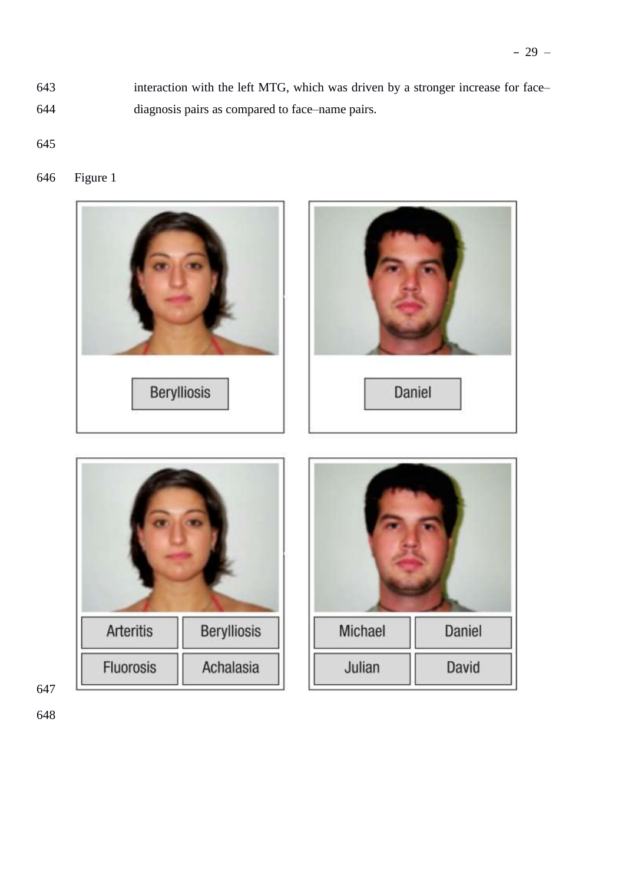interaction with the left MTG, which was driven by a stronger increase for face–diagnosis pairs as compared to face–name pairs.

Figure 1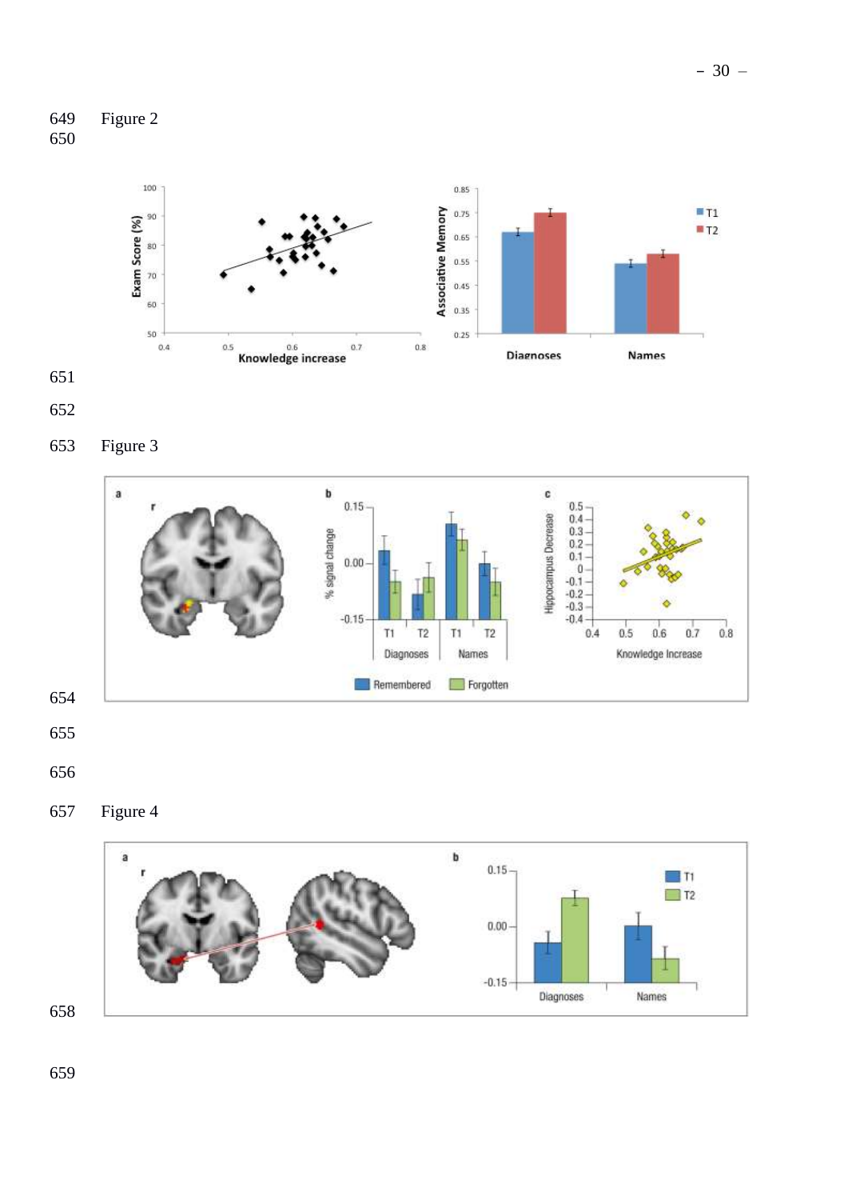649 Figure 2

650

651

652

653 Figure 3

654

655

656

657 Figure 4

658

659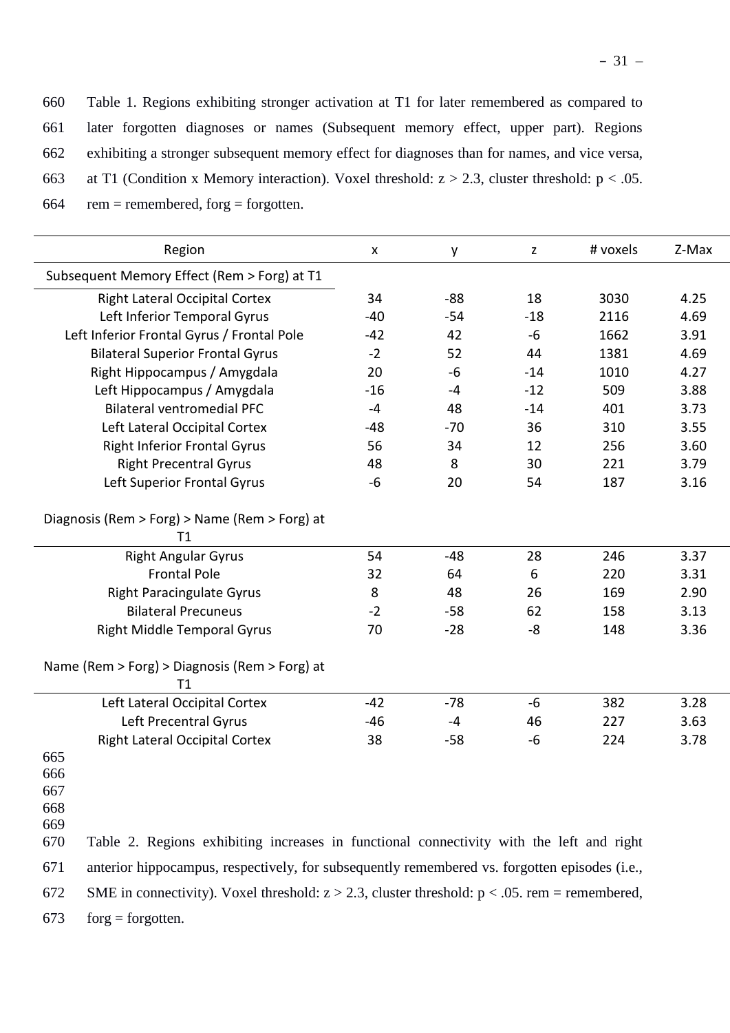Table 1. Regions exhibiting stronger activation at T1 for later remembered as compared to later forgotten diagnoses or names (Subsequent memory effect, upper part). Regions exhibiting a stronger subsequent memory effect for diagnoses than for names, and vice versa, at T1 (Condition x Memory interaction). Voxel threshold: $z > 2.3$, cluster threshold: $p < .05$. rem = remembered, forg = forgotten.

| Region | x | y | z | # voxels | Z-Max |
|---|---|---|---|---|---|
| **Subsequent Memory Effect (Rem > Forg) at T1** | | | | | |
| Right Lateral Occipital Cortex | 34 | -88 | 18 | 3030 | 4.25 |
| Left Inferior Temporal Gyrus | -40 | -54 | -18 | 2116 | 4.69 |
| Left Inferior Frontal Gyrus / Frontal Pole | -42 | 42 | -6 | 1662 | 3.91 |
| Bilateral Superior Frontal Gyrus | -2 | 52 | 44 | 1381 | 4.69 |
| Right Hippocampus / Amygdala | 20 | -6 | -14 | 1010 | 4.27 |
| Left Hippocampus / Amygdala | -16 | -4 | -12 | 509 | 3.88 |
| Bilateral ventromedial PFC | -4 | 48 | -14 | 401 | 3.73 |
| Left Lateral Occipital Cortex | -48 | -70 | 36 | 310 | 3.55 |
| Right Inferior Frontal Gyrus | 56 | 34 | 12 | 256 | 3.60 |
| Right Precentral Gyrus | 48 | 8 | 30 | 221 | 3.79 |
| Left Superior Frontal Gyrus | -6 | 20 | 54 | 187 | 3.16 |
| **Diagnosis (Rem > Forg) > Name (Rem > Forg) at T1** | | | | | |
| Right Angular Gyrus | 54 | -48 | 28 | 246 | 3.37 |
| Frontal Pole | 32 | 64 | 6 | 220 | 3.31 |
| Right Paracingulate Gyrus | 8 | 48 | 26 | 169 | 2.90 |
| Bilateral Precuneus | -2 | -58 | 62 | 158 | 3.13 |
| Right Middle Temporal Gyrus | 70 | -28 | -8 | 148 | 3.36 |
| **Name (Rem > Forg) > Diagnosis (Rem > Forg) at T1** | | | | | |
| Left Lateral Occipital Cortex | -42 | -78 | -6 | 382 | 3.28 |
| Left Precentral Gyrus | -46 | -4 | 46 | 227 | 3.63 |
| Right Lateral Occipital Cortex | 38 | -58 | -6 | 224 | 3.78 |

Table 2. Regions exhibiting increases in functional connectivity with the left and right anterior hippocampus, respectively, for subsequently remembered vs. forgotten episodes (i.e., SME in connectivity). Voxel threshold: $z > 2.3$, cluster threshold: $p < .05$. rem = remembered, forg = forgotten.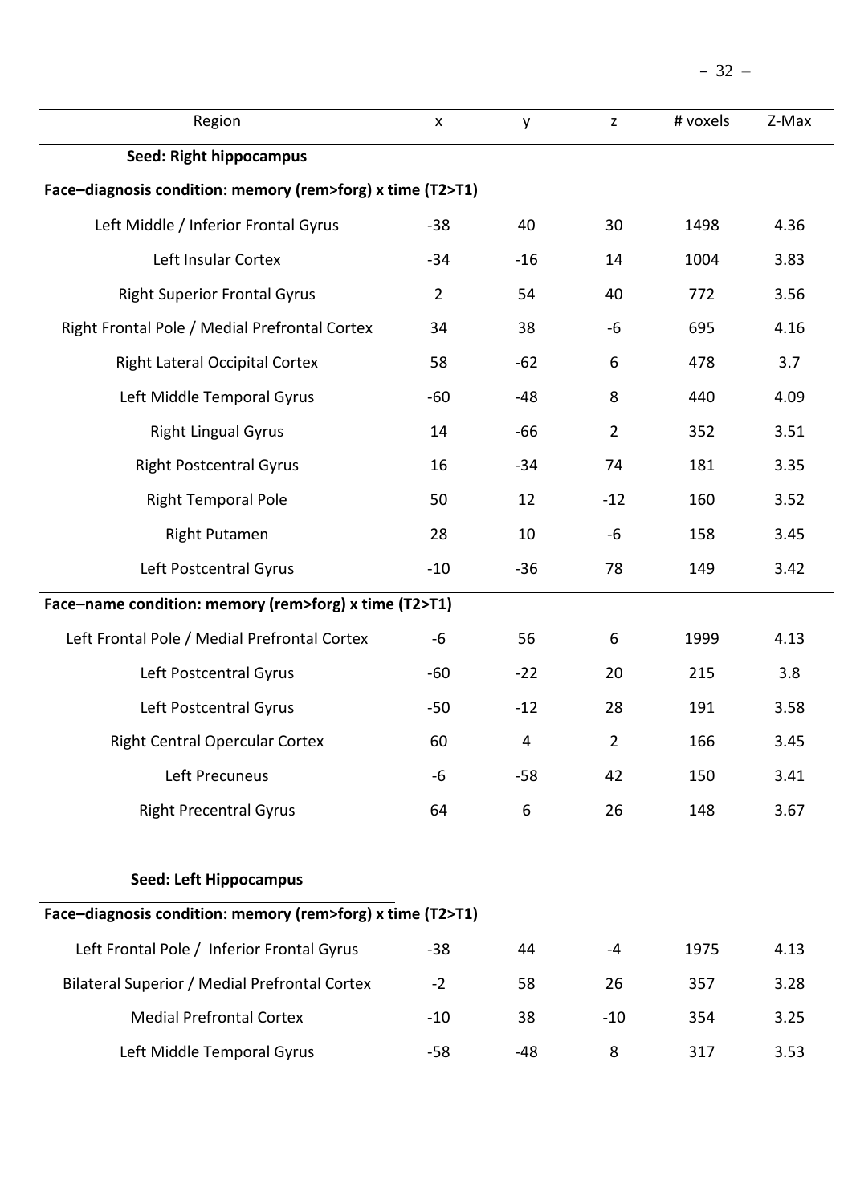| Region | x | y | z | # voxels | Z-Max |
|---|---|---|---|---|---|
| **Seed: Right hippocampus** | | | | | |
| **Face–diagnosis condition: memory (rem>forg) x time (T2>T1)** | | | | | |
| Left Middle / Inferior Frontal Gyrus | -38 | 40 | 30 | 1498 | 4.36 |
| Left Insular Cortex | -34 | -16 | 14 | 1004 | 3.83 |
| Right Superior Frontal Gyrus | 2 | 54 | 40 | 772 | 3.56 |
| Right Frontal Pole / Medial Prefrontal Cortex | 34 | 38 | -6 | 695 | 4.16 |
| Right Lateral Occipital Cortex | 58 | -62 | 6 | 478 | 3.7 |
| Left Middle Temporal Gyrus | -60 | -48 | 8 | 440 | 4.09 |
| Right Lingual Gyrus | 14 | -66 | 2 | 352 | 3.51 |
| Right Postcentral Gyrus | 16 | -34 | 74 | 181 | 3.35 |
| Right Temporal Pole | 50 | 12 | -12 | 160 | 3.52 |
| Right Putamen | 28 | 10 | -6 | 158 | 3.45 |
| Left Postcentral Gyrus | -10 | -36 | 78 | 149 | 3.42 |
| **Face–name condition: memory (rem>forg) x time (T2>T1)** | | | | | |
| Left Frontal Pole / Medial Prefrontal Cortex | -6 | 56 | 6 | 1999 | 4.13 |
| Left Postcentral Gyrus | -60 | -22 | 20 | 215 | 3.8 |
| Left Postcentral Gyrus | -50 | -12 | 28 | 191 | 3.58 |
| Right Central Opercular Cortex | 60 | 4 | 2 | 166 | 3.45 |
| Left Precuneus | -6 | -58 | 42 | 150 | 3.41 |
| Right Precentral Gyrus | 64 | 6 | 26 | 148 | 3.67 |
| **Seed: Left Hippocampus** | | | | | |
| **Face–diagnosis condition: memory (rem>forg) x time (T2>T1)** | | | | | |
| Left Frontal Pole / Inferior Frontal Gyrus | -38 | 44 | -4 | 1975 | 4.13 |
| Bilateral Superior / Medial Prefrontal Cortex | -2 | 58 | 26 | 357 | 3.28 |
| Medial Prefrontal Cortex | -10 | 38 | -10 | 354 | 3.25 |
| Left Middle Temporal Gyrus | -58 | -48 | 8 | 317 | 3.53 |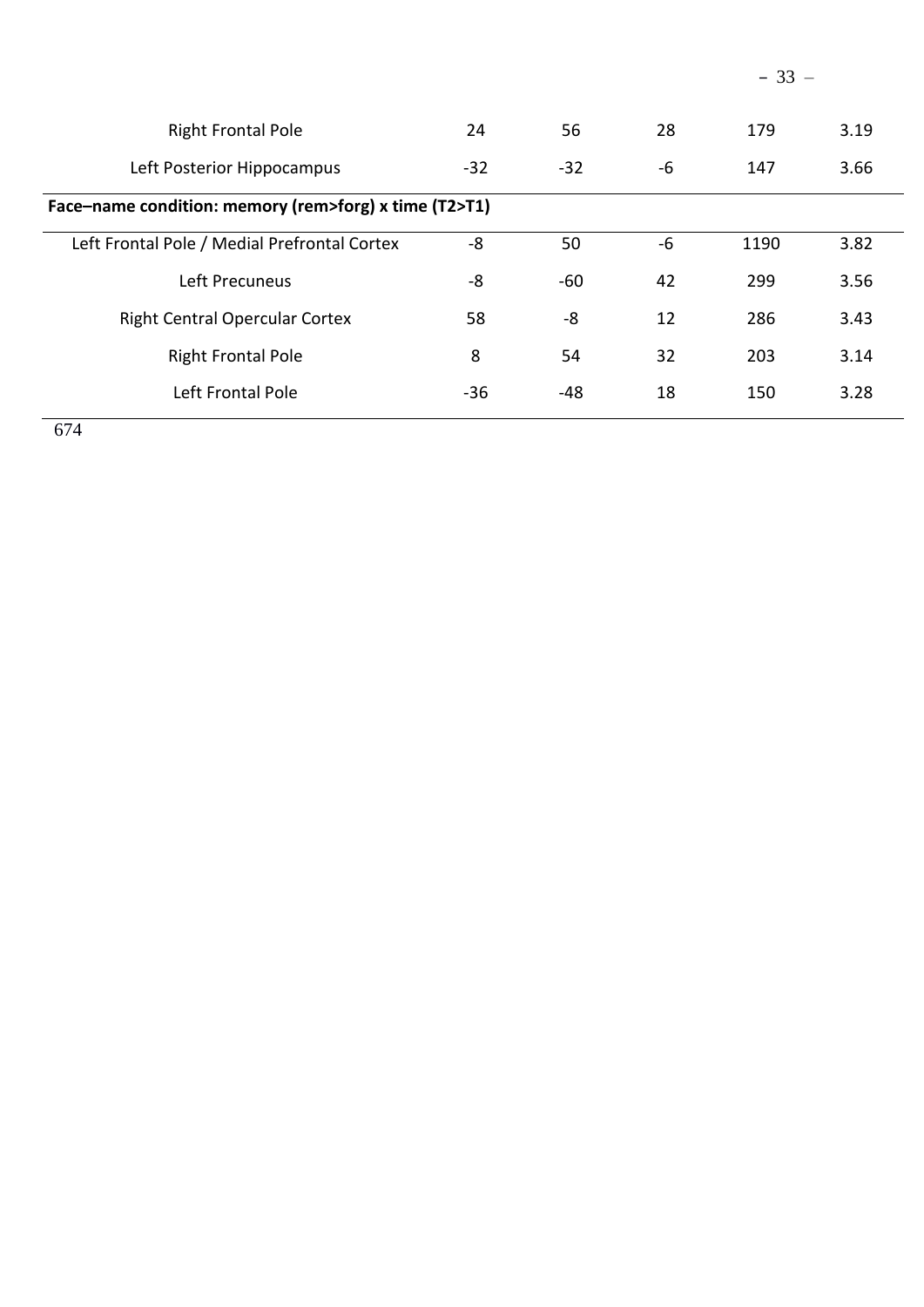| | | | | | |
|---|---|---|---|---|---|
| Right Frontal Pole | 24 | 56 | 28 | 179 | 3.19 |
| Left Posterior Hippocampus | -32 | -32 | -6 | 147 | 3.66 |
| **Face–name condition: memory (rem>forg) x time (T2>T1)** | | | | | |
| Left Frontal Pole / Medial Prefrontal Cortex | -8 | 50 | -6 | 1190 | 3.82 |
| Left Precuneus | -8 | -60 | 42 | 299 | 3.56 |
| Right Central Opercular Cortex | 58 | -8 | 12 | 286 | 3.43 |
| Right Frontal Pole | 8 | 54 | 32 | 203 | 3.14 |
| Left Frontal Pole | -36 | -48 | 18 | 150 | 3.28 |

674